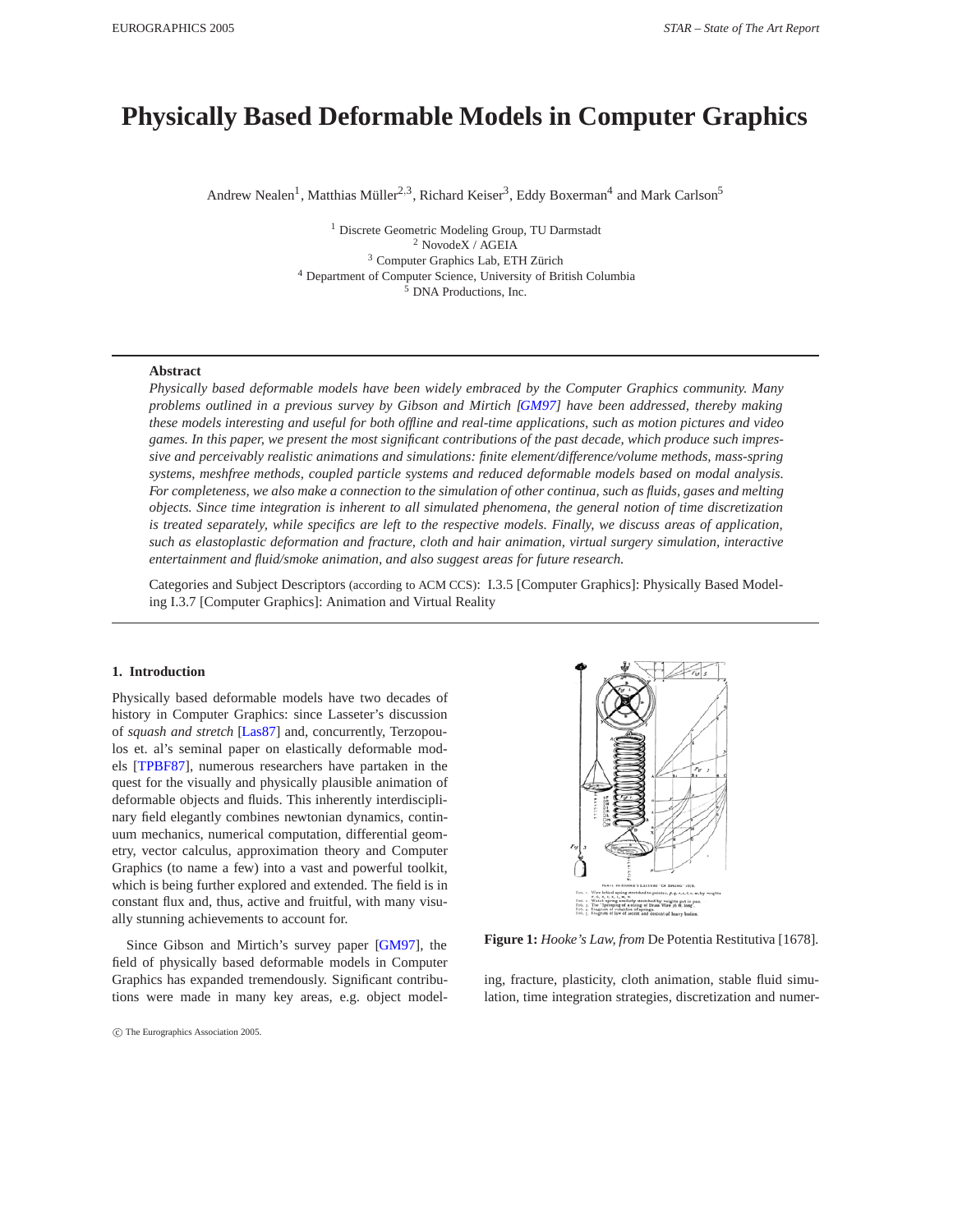# Physically Based Deformable Models in Computer Graphics

Andrew Nealen[1], Matthias Müller[2,3], Richard Keiser[3], Eddy Boxerman[4] and Mark Carlson[5]

[1] Discrete Geometric Modeling Group, TU Darmstadt
[2] NovodeX / AGEIA
[3] Computer Graphics Lab, ETH Zürich
[4] Department of Computer Science, University of British Columbia
[5] DNA Productions, Inc.

---

**Abstract**

*Physically based deformable models have been widely embraced by the Computer Graphics community. Many problems outlined in a previous survey by Gibson and Mirtich [GM97] have been addressed, thereby making these models interesting and useful for both offline and real-time applications, such as motion pictures and video games. In this paper, we present the most significant contributions of the past decade, which produce such impressive and perceivably realistic animations and simulations: finite element/difference/volume methods, mass-spring systems, meshfree methods, coupled particle systems and reduced deformable models based on modal analysis. For completeness, we also make a connection to the simulation of other continua, such as fluids, gases and melting objects. Since time integration is inherent to all simulated phenomena, the general notion of time discretization is treated separately, while specifics are left to the respective models. Finally, we discuss areas of application, such as elastoplastic deformation and fracture, cloth and hair animation, virtual surgery simulation, interactive entertainment and fluid/smoke animation, and also suggest areas for future research.*

Categories and Subject Descriptors (according to ACM CCS): I.3.5 [Computer Graphics]: Physically Based Modeling I.3.7 [Computer Graphics]: Animation and Virtual Reality

---

## 1. Introduction

Physically based deformable models have two decades of history in Computer Graphics: since Lasseter's discussion of *squash and stretch* [Las87] and, concurrently, Terzopoulos et. al's seminal paper on elastically deformable models [TPBF87], numerous researchers have partaken in the quest for the visually and physically plausible animation of deformable objects and fluids. This inherently interdisciplinary field elegantly combines newtonian dynamics, continuum mechanics, numerical computation, differential geometry, vector calculus, approximation theory and Computer Graphics (to name a few) into a vast and powerful toolkit, which is being further explored and extended. The field is in constant flux and, thus, active and fruitful, with many visually stunning achievements to account for.

Since Gibson and Mirtich's survey paper [GM97], the field of physically based deformable models in Computer Graphics has expanded tremendously. Significant contributions were made in many key areas, e.g. object modeling, fracture, plasticity, cloth animation, stable fluid simulation, time integration strategies, discretization and numer-

**Figure 1:** *Hooke's Law, from* De Potentia Restitutiva [1678].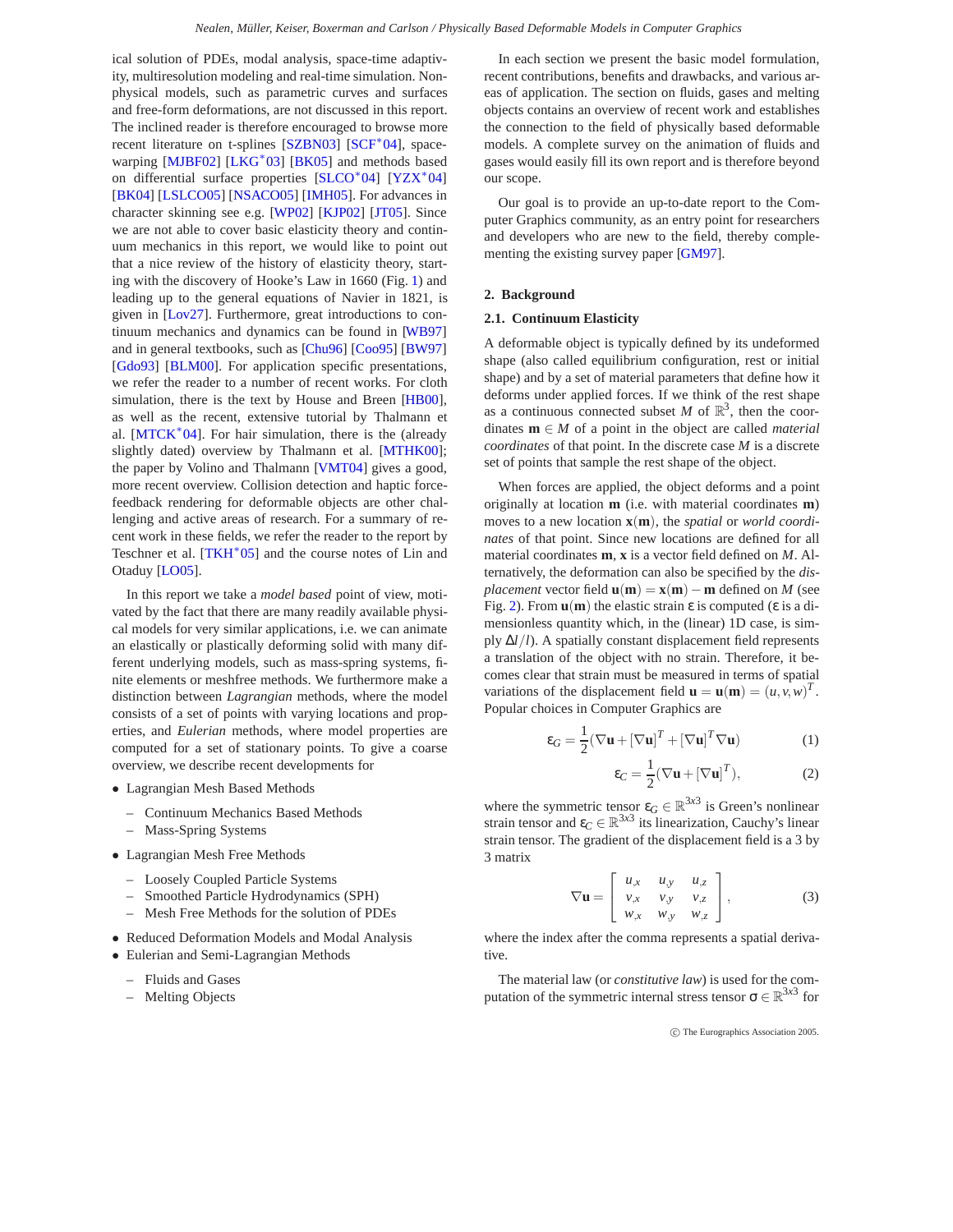ical solution of PDEs, modal analysis, space-time adaptivity, multiresolution modeling and real-time simulation. Non-physical models, such as parametric curves and surfaces and free-form deformations, are not discussed in this report. The inclined reader is therefore encouraged to browse more recent literature on t-splines [SZBN03] [SCF*04], space-warping [MJBF02] [LKG*03] [BK05] and methods based on differential surface properties [SLCO*04] [YZX*04] [BK04] [LSLCO05] [NSACO05] [IMH05]. For advances in character skinning see e.g. [WP02] [KJP02] [JT05]. Since we are not able to cover basic elasticity theory and continuum mechanics in this report, we would like to point out that a nice review of the history of elasticity theory, starting with the discovery of Hooke's Law in 1660 (Fig. 1) and leading up to the general equations of Navier in 1821, is given in [Lov27]. Furthermore, great introductions to continuum mechanics and dynamics can be found in [WB97] and in general textbooks, such as [Chu96] [Coo95] [BW97] [Gdo93] [BLM00]. For application specific presentations, we refer the reader to a number of recent works. For cloth simulation, there is the text by House and Breen [HB00], as well as the recent, extensive tutorial by Thalmann et al. [MTCK*04]. For hair simulation, there is the (already slightly dated) overview by Thalmann et al. [MTHK00]; the paper by Volino and Thalmann [VMT04] gives a good, more recent overview. Collision detection and haptic force-feedback rendering for deformable objects are other challenging and active areas of research. For a summary of recent work in these fields, we refer the reader to the report by Teschner et al. [TKH*05] and the course notes of Lin and Otaduy [LO05].

In this report we take a *model based* point of view, motivated by the fact that there are many readily available physical models for very similar applications, i.e. we can animate an elastically or plastically deforming solid with many different underlying models, such as mass-spring systems, finite elements or meshfree methods. We furthermore make a distinction between *Lagrangian* methods, where the model consists of a set of points with varying locations and properties, and *Eulerian* methods, where model properties are computed for a set of stationary points. To give a coarse overview, we describe recent developments for

- Lagrangian Mesh Based Methods
  - Continuum Mechanics Based Methods
  - Mass-Spring Systems
- Lagrangian Mesh Free Methods
  - Loosely Coupled Particle Systems
  - Smoothed Particle Hydrodynamics (SPH)
  - Mesh Free Methods for the solution of PDEs
- Reduced Deformation Models and Modal Analysis
- Eulerian and Semi-Lagrangian Methods
  - Fluids and Gases
  - Melting Objects

In each section we present the basic model formulation, recent contributions, benefits and drawbacks, and various areas of application. The section on fluids, gases and melting objects contains an overview of recent work and establishes the connection to the field of physically based deformable models. A complete survey on the animation of fluids and gases would easily fill its own report and is therefore beyond our scope.

Our goal is to provide an up-to-date report to the Computer Graphics community, as an entry point for researchers and developers who are new to the field, thereby complementing the existing survey paper [GM97].

## 2. Background

### 2.1. Continuum Elasticity

A deformable object is typically defined by its undeformed shape (also called equilibrium configuration, rest or initial shape) and by a set of material parameters that define how it deforms under applied forces. If we think of the rest shape as a continuous connected subset $M$ of $\mathbb{R}^3$, then the coordinates $\mathbf{m} \in M$ of a point in the object are called *material coordinates* of that point. In the discrete case $M$ is a discrete set of points that sample the rest shape of the object.

When forces are applied, the object deforms and a point originally at location $\mathbf{m}$ (i.e. with material coordinates $\mathbf{m}$) moves to a new location $\mathbf{x}(\mathbf{m})$, the *spatial* or *world coordinates* of that point. Since new locations are defined for all material coordinates $\mathbf{m}$, $\mathbf{x}$ is a vector field defined on $M$. Alternatively, the deformation can also be specified by the *displacement* vector field $\mathbf{u}(\mathbf{m}) = \mathbf{x}(\mathbf{m}) - \mathbf{m}$ defined on $M$ (see Fig. 2). From $\mathbf{u}(\mathbf{m})$ the elastic strain $\varepsilon$ is computed ($\varepsilon$ is a dimensionless quantity which, in the (linear) 1D case, is simply $\Delta l / l$). A spatially constant displacement field represents a translation of the object with no strain. Therefore, it becomes clear that strain must be measured in terms of spatial variations of the displacement field $\mathbf{u} = \mathbf{u}(\mathbf{m}) = (u, v, w)^T$. Popular choices in Computer Graphics are

$$\varepsilon_G = \frac{1}{2}(\nabla\mathbf{u} + [\nabla\mathbf{u}]^T + [\nabla\mathbf{u}]^T \nabla\mathbf{u}) \tag{1}$$

$$\varepsilon_C = \frac{1}{2}(\nabla\mathbf{u} + [\nabla\mathbf{u}]^T), \tag{2}$$

where the symmetric tensor $\varepsilon_G \in \mathbb{R}^{3x3}$ is Green's nonlinear strain tensor and $\varepsilon_C \in \mathbb{R}^{3x3}$ its linearization, Cauchy's linear strain tensor. The gradient of the displacement field is a 3 by 3 matrix

$$\nabla\mathbf{u} = \begin{bmatrix} u_{,x} & u_{,y} & u_{,z} \\ v_{,x} & v_{,y} & v_{,z} \\ w_{,x} & w_{,y} & w_{,z} \end{bmatrix}, \tag{3}$$

where the index after the comma represents a spatial derivative.

The material law (or *constitutive law*) is used for the computation of the symmetric internal stress tensor $\sigma \in \mathbb{R}^{3x3}$ for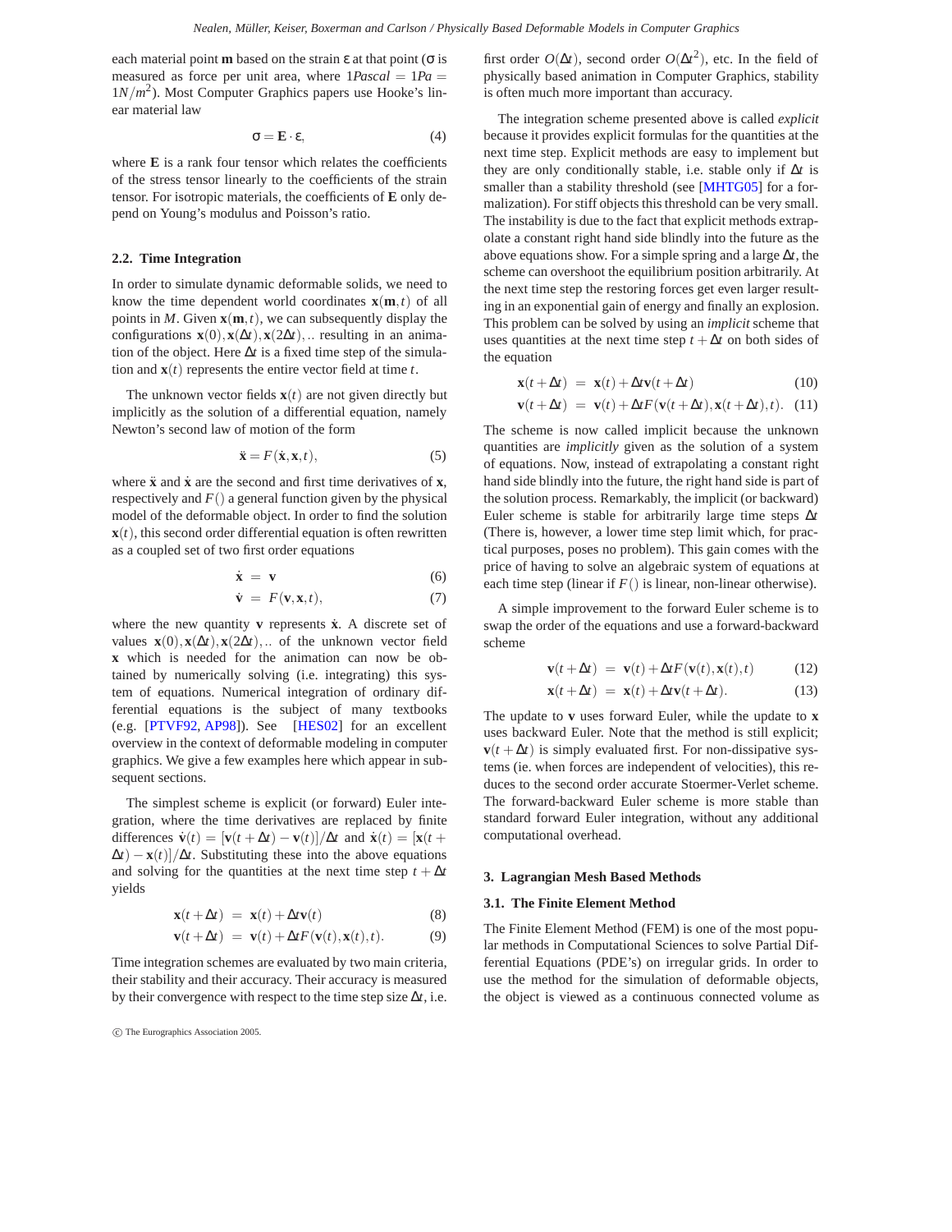each material point $\mathbf{m}$ based on the strain $\varepsilon$ at that point ($\sigma$ is measured as force per unit area, where $1Pascal = 1Pa = 1N/m^2$). Most Computer Graphics papers use Hooke's linear material law

$$\sigma = \mathbf{E} \cdot \varepsilon, \tag{4}$$

where $\mathbf{E}$ is a rank four tensor which relates the coefficients of the stress tensor linearly to the coefficients of the strain tensor. For isotropic materials, the coefficients of $\mathbf{E}$ only depend on Young's modulus and Poisson's ratio.

### 2.2. Time Integration

In order to simulate dynamic deformable solids, we need to know the time dependent world coordinates $\mathbf{x}(\mathbf{m},t)$ of all points in $M$. Given $\mathbf{x}(\mathbf{m},t)$, we can subsequently display the configurations $\mathbf{x}(0), \mathbf{x}(\Delta t), \mathbf{x}(2\Delta t), ..$ resulting in an animation of the object. Here $\Delta t$ is a fixed time step of the simulation and $\mathbf{x}(t)$ represents the entire vector field at time $t$.

The unknown vector fields $\mathbf{x}(t)$ are not given directly but implicitly as the solution of a differential equation, namely Newton's second law of motion of the form

$$\ddot{\mathbf{x}} = F(\dot{\mathbf{x}}, \mathbf{x}, t), \tag{5}$$

where $\ddot{\mathbf{x}}$ and $\dot{\mathbf{x}}$ are the second and first time derivatives of $\mathbf{x}$, respectively and $F()$ a general function given by the physical model of the deformable object. In order to find the solution $\mathbf{x}(t)$, this second order differential equation is often rewritten as a coupled set of two first order equations

$$\dot{\mathbf{x}} = \mathbf{v} \tag{6}$$

$$\dot{\mathbf{v}} = F(\mathbf{v}, \mathbf{x}, t), \tag{7}$$

where the new quantity $\mathbf{v}$ represents $\dot{\mathbf{x}}$. A discrete set of values $\mathbf{x}(0), \mathbf{x}(\Delta t), \mathbf{x}(2\Delta t), ..$ of the unknown vector field $\mathbf{x}$ which is needed for the animation can now be obtained by numerically solving (i.e. integrating) this system of equations. Numerical integration of ordinary differential equations is the subject of many textbooks (e.g. [PTVF92, AP98]). See [HES02] for an excellent overview in the context of deformable modeling in computer graphics. We give a few examples here which appear in subsequent sections.

The simplest scheme is explicit (or forward) Euler integration, where the time derivatives are replaced by finite differences $\dot{\mathbf{v}}(t) = [\mathbf{v}(t+\Delta t) - \mathbf{v}(t)]/\Delta t$ and $\dot{\mathbf{x}}(t) = [\mathbf{x}(t+\Delta t) - \mathbf{x}(t)]/\Delta t$. Substituting these into the above equations and solving for the quantities at the next time step $t + \Delta t$ yields

$$\mathbf{x}(t+\Delta t) = \mathbf{x}(t) + \Delta t \mathbf{v}(t) \tag{8}$$

$$\mathbf{v}(t+\Delta t) = \mathbf{v}(t) + \Delta t F(\mathbf{v}(t), \mathbf{x}(t), t). \tag{9}$$

Time integration schemes are evaluated by two main criteria, their stability and their accuracy. Their accuracy is measured by their convergence with respect to the time step size $\Delta t$, i.e. first order $O(\Delta t)$, second order $O(\Delta t^2)$, etc. In the field of physically based animation in Computer Graphics, stability is often much more important than accuracy.

The integration scheme presented above is called *explicit* because it provides explicit formulas for the quantities at the next time step. Explicit methods are easy to implement but they are only conditionally stable, i.e. stable only if $\Delta t$ is smaller than a stability threshold (see [MHTG05] for a formalization). For stiff objects this threshold can be very small. The instability is due to the fact that explicit methods extrapolate a constant right hand side blindly into the future as the above equations show. For a simple spring and a large $\Delta t$, the scheme can overshoot the equilibrium position arbitrarily. At the next time step the restoring forces get even larger resulting in an exponential gain of energy and finally an explosion. This problem can be solved by using an *implicit* scheme that uses quantities at the next time step $t + \Delta t$ on both sides of the equation

$$\mathbf{x}(t+\Delta t) = \mathbf{x}(t) + \Delta t \mathbf{v}(t+\Delta t) \tag{10}$$

$$\mathbf{v}(t+\Delta t) = \mathbf{v}(t) + \Delta t F(\mathbf{v}(t+\Delta t), \mathbf{x}(t+\Delta t), t). \tag{11}$$

The scheme is now called implicit because the unknown quantities are *implicitly* given as the solution of a system of equations. Now, instead of extrapolating a constant right hand side blindly into the future, the right hand side is part of the solution process. Remarkably, the implicit (or backward) Euler scheme is stable for arbitrarily large time steps $\Delta t$ (There is, however, a lower time step limit which, for practical purposes, poses no problem). This gain comes with the price of having to solve an algebraic system of equations at each time step (linear if $F()$ is linear, non-linear otherwise).

A simple improvement to the forward Euler scheme is to swap the order of the equations and use a forward-backward scheme

$$\mathbf{v}(t+\Delta t) = \mathbf{v}(t) + \Delta t F(\mathbf{v}(t), \mathbf{x}(t), t) \tag{12}$$

$$\mathbf{x}(t+\Delta t) = \mathbf{x}(t) + \Delta t \mathbf{v}(t+\Delta t). \tag{13}$$

The update to $\mathbf{v}$ uses forward Euler, while the update to $\mathbf{x}$ uses backward Euler. Note that the method is still explicit; $\mathbf{v}(t+\Delta t)$ is simply evaluated first. For non-dissipative systems (ie. when forces are independent of velocities), this reduces to the second order accurate Stoermer-Verlet scheme. The forward-backward Euler scheme is more stable than standard forward Euler integration, without any additional computational overhead.

## 3. Lagrangian Mesh Based Methods

### 3.1. The Finite Element Method

The Finite Element Method (FEM) is one of the most popular methods in Computational Sciences to solve Partial Differential Equations (PDE's) on irregular grids. In order to use the method for the simulation of deformable objects, the object is viewed as a continuous connected volume as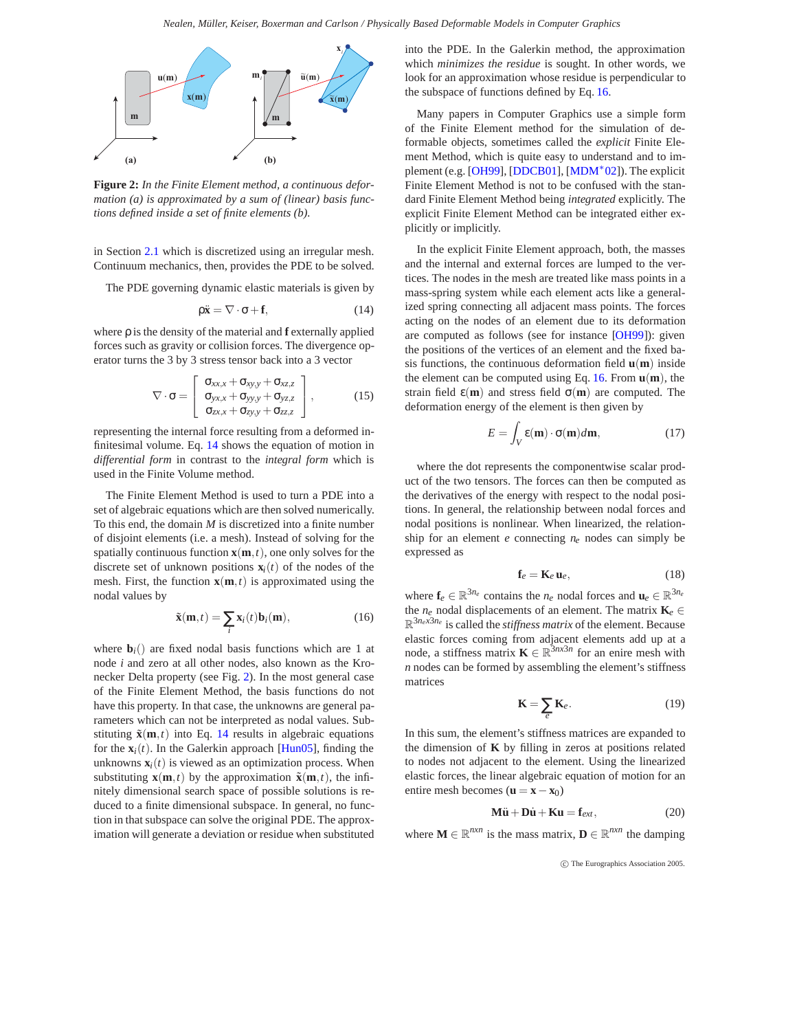**Figure 2:** *In the Finite Element method, a continuous deformation (a) is approximated by a sum of (linear) basis functions defined inside a set of finite elements (b).*

in Section 2.1 which is discretized using an irregular mesh. Continuum mechanics, then, provides the PDE to be solved.

The PDE governing dynamic elastic materials is given by

$$\rho\ddot{\mathbf{x}} = \nabla \cdot \sigma + \mathbf{f}, \tag{14}$$

where $\rho$ is the density of the material and $\mathbf{f}$ externally applied forces such as gravity or collision forces. The divergence operator turns the 3 by 3 stress tensor back into a 3 vector

$$\nabla \cdot \sigma = \begin{bmatrix} \sigma_{xx,x} + \sigma_{xy,y} + \sigma_{xz,z} \\ \sigma_{yx,x} + \sigma_{yy,y} + \sigma_{yz,z} \\ \sigma_{zx,x} + \sigma_{zy,y} + \sigma_{zz,z} \end{bmatrix}, \tag{15}$$

representing the internal force resulting from a deformed infinitesimal volume. Eq. 14 shows the equation of motion in *differential form* in contrast to the *integral form* which is used in the Finite Volume method.

The Finite Element Method is used to turn a PDE into a set of algebraic equations which are then solved numerically. To this end, the domain $M$ is discretized into a finite number of disjoint elements (i.e. a mesh). Instead of solving for the spatially continuous function $\mathbf{x}(\mathbf{m},t)$, one only solves for the discrete set of unknown positions $\mathbf{x}_i(t)$ of the nodes of the mesh. First, the function $\mathbf{x}(\mathbf{m},t)$ is approximated using the nodal values by

$$\tilde{\mathbf{x}}(\mathbf{m},t) = \sum_i \mathbf{x}_i(t)\mathbf{b}_i(\mathbf{m}), \tag{16}$$

where $\mathbf{b}_i()$ are fixed nodal basis functions which are 1 at node $i$ and zero at all other nodes, also known as the Kronecker Delta property (see Fig. 2). In the most general case of the Finite Element Method, the basis functions do not have this property. In that case, the unknowns are general parameters which can not be interpreted as nodal values. Substituting $\tilde{\mathbf{x}}(\mathbf{m},t)$ into Eq. 14 results in algebraic equations for the $\mathbf{x}_i(t)$. In the Galerkin approach [Hun05], finding the unknowns $\mathbf{x}_i(t)$ is viewed as an optimization process. When substituting $\mathbf{x}(\mathbf{m},t)$ by the approximation $\tilde{\mathbf{x}}(\mathbf{m},t)$, the infinitely dimensional search space of possible solutions is reduced to a finite dimensional subspace. In general, no function in that subspace can solve the original PDE. The approximation will generate a deviation or residue when substituted into the PDE. In the Galerkin method, the approximation which *minimizes the residue* is sought. In other words, we look for an approximation whose residue is perpendicular to the subspace of functions defined by Eq. 16.

Many papers in Computer Graphics use a simple form of the Finite Element method for the simulation of deformable objects, sometimes called the *explicit* Finite Element Method, which is quite easy to understand and to implement (e.g. [OH99], [DDCB01], [MDM*02]). The explicit Finite Element Method is not to be confused with the standard Finite Element Method being *integrated* explicitly. The explicit Finite Element Method can be integrated either explicitly or implicitly.

In the explicit Finite Element approach, both, the masses and the internal and external forces are lumped to the vertices. The nodes in the mesh are treated like mass points in a mass-spring system while each element acts like a generalized spring connecting all adjacent mass points. The forces acting on the nodes of an element due to its deformation are computed as follows (see for instance [OH99]): given the positions of the vertices of an element and the fixed basis functions, the continuous deformation field $\mathbf{u}(\mathbf{m})$ inside the element can be computed using Eq. 16. From $\mathbf{u}(\mathbf{m})$, the strain field $\varepsilon(\mathbf{m})$ and stress field $\sigma(\mathbf{m})$ are computed. The deformation energy of the element is then given by

$$E = \int_V \varepsilon(\mathbf{m}) \cdot \sigma(\mathbf{m}) d\mathbf{m}, \tag{17}$$

where the dot represents the componentwise scalar product of the two tensors. The forces can then be computed as the derivatives of the energy with respect to the nodal positions. In general, the relationship between nodal forces and nodal positions is nonlinear. When linearized, the relationship for an element $e$ connecting $n_e$ nodes can simply be expressed as

$$\mathbf{f}_e = \mathbf{K}_e\,\mathbf{u}_e, \tag{18}$$

where $\mathbf{f}_e \in \mathbb{R}^{3n_e}$ contains the $n_e$ nodal forces and $\mathbf{u}_e \in \mathbb{R}^{3n_e}$ the $n_e$ nodal displacements of an element. The matrix $\mathbf{K}_e \in \mathbb{R}^{3n_e x 3n_e}$ is called the *stiffness matrix* of the element. Because elastic forces coming from adjacent elements add up at a node, a stiffness matrix $\mathbf{K} \in \mathbb{R}^{3nx3n}$ for an enire mesh with $n$ nodes can be formed by assembling the element's stiffness matrices

$$\mathbf{K} = \sum_e \mathbf{K}_e. \tag{19}$$

In this sum, the element's stiffness matrices are expanded to the dimension of $\mathbf{K}$ by filling in zeros at positions related to nodes not adjacent to the element. Using the linearized elastic forces, the linear algebraic equation of motion for an entire mesh becomes ($\mathbf{u} = \mathbf{x} - \mathbf{x}_0$)

$$\mathbf{M}\ddot{\mathbf{u}} + \mathbf{D}\dot{\mathbf{u}} + \mathbf{K}\mathbf{u} = \mathbf{f}_{ext}, \tag{20}$$

where $\mathbf{M} \in \mathbb{R}^{nxn}$ is the mass matrix, $\mathbf{D} \in \mathbb{R}^{nxn}$ the damping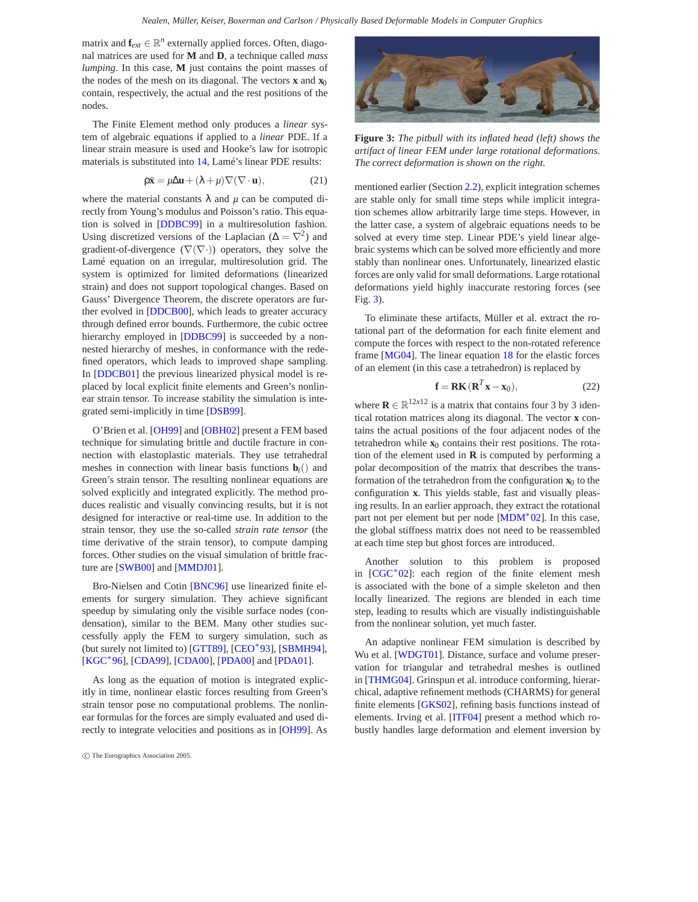matrix and $\mathbf{f}_{ext} \in \mathbb{R}^n$ externally applied forces. Often, diagonal matrices are used for $\mathbf{M}$ and $\mathbf{D}$, a technique called *mass lumping*. In this case, $\mathbf{M}$ just contains the point masses of the nodes of the mesh on its diagonal. The vectors $\mathbf{x}$ and $\mathbf{x}_0$ contain, respectively, the actual and the rest positions of the nodes.

The Finite Element method only produces a *linear* system of algebraic equations if applied to a *linear* PDE. If a linear strain measure is used and Hooke's law for isotropic materials is substituted into 14, Lamé's linear PDE results:

$$\rho \ddot{\mathbf{x}} = \mu \Delta \mathbf{u} + (\lambda + \mu) \nabla (\nabla \cdot \mathbf{u}), \tag{21}$$

where the material constants $\lambda$ and $\mu$ can be computed directly from Young's modulus and Poisson's ratio. This equation is solved in [DDBC99] in a multiresolution fashion. Using discretized versions of the Laplacian ($\Delta = \nabla^2$) and gradient-of-divergence ($\nabla(\nabla \cdot)$) operators, they solve the Lamé equation on an irregular, multiresolution grid. The system is optimized for limited deformations (linearized strain) and does not support topological changes. Based on Gauss' Divergence Theorem, the discrete operators are further evolved in [DDCB00], which leads to greater accuracy through defined error bounds. Furthermore, the cubic octree hierarchy employed in [DDBC99] is succeeded by a non-nested hierarchy of meshes, in conformance with the redefined operators, which leads to improved shape sampling. In [DDCB01] the previous linearized physical model is replaced by local explicit finite elements and Green's nonlinear strain tensor. To increase stability the simulation is integrated semi-implicitly in time [DSB99].

O'Brien et al. [OH99] and [OBH02] present a FEM based technique for simulating brittle and ductile fracture in connection with elastoplastic materials. They use tetrahedral meshes in connection with linear basis functions $\mathbf{b}_i()$ and Green's strain tensor. The resulting nonlinear equations are solved explicitly and integrated explicitly. The method produces realistic and visually convincing results, but it is not designed for interactive or real-time use. In addition to the strain tensor, they use the so-called *strain rate tensor* (the time derivative of the strain tensor), to compute damping forces. Other studies on the visual simulation of brittle fracture are [SWB00] and [MMDJ01].

Bro-Nielsen and Cotin [BNC96] use linearized finite elements for surgery simulation. They achieve significant speedup by simulating only the visible surface nodes (condensation), similar to the BEM. Many other studies successfully apply the FEM to surgery simulation, such as (but surely not limited to) [GTT89], [CEO*93], [SBMH94], [KGC*96], [CDA99], [CDA00], [PDA00] and [PDA01].

As long as the equation of motion is integrated explicitly in time, nonlinear elastic forces resulting from Green's strain tensor pose no computational problems. The nonlinear formulas for the forces are simply evaluated and used directly to integrate velocities and positions as in [OH99]. As mentioned earlier (Section 2.2), explicit integration schemes are stable only for small time steps while implicit integration schemes allow arbitrarily large time steps. However, in the latter case, a system of algebraic equations needs to be solved at every time step. Linear PDE's yield linear algebraic systems which can be solved more efficiently and more stably than nonlinear ones. Unfortunately, linearized elastic forces are only valid for small deformations. Large rotational deformations yield highly inaccurate restoring forces (see Fig. 3).

**Figure 3:** *The pitbull with its inflated head (left) shows the artifact of linear FEM under large rotational deformations. The correct deformation is shown on the right.*

To eliminate these artifacts, Müller et al. extract the rotational part of the deformation for each finite element and compute the forces with respect to the non-rotated reference frame [MG04]. The linear equation 18 for the elastic forces of an element (in this case a tetrahedron) is replaced by

$$\mathbf{f} = \mathbf{R}\mathbf{K}(\mathbf{R}^T\mathbf{x} - \mathbf{x}_0), \tag{22}$$

where $\mathbf{R} \in \mathbb{R}^{12x12}$ is a matrix that contains four 3 by 3 identical rotation matrices along its diagonal. The vector $\mathbf{x}$ contains the actual positions of the four adjacent nodes of the tetrahedron while $\mathbf{x}_0$ contains their rest positions. The rotation of the element used in $\mathbf{R}$ is computed by performing a polar decomposition of the matrix that describes the transformation of the tetrahedron from the configuration $\mathbf{x}_0$ to the configuration $\mathbf{x}$. This yields stable, fast and visually pleasing results. In an earlier approach, they extract the rotational part not per element but per node [MDM*02]. In this case, the global stiffness matrix does not need to be reassembled at each time step but ghost forces are introduced.

Another solution to this problem is proposed in [CGC*02]: each region of the finite element mesh is associated with the bone of a simple skeleton and then locally linearized. The regions are blended in each time step, leading to results which are visually indistinguishable from the nonlinear solution, yet much faster.

An adaptive nonlinear FEM simulation is described by Wu et al. [WDGT01]. Distance, surface and volume preservation for triangular and tetrahedral meshes is outlined in [THMG04]. Grinspun et al. introduce conforming, hierarchical, adaptive refinement methods (CHARMS) for general finite elements [GKS02], refining basis functions instead of elements. Irving et al. [ITF04] present a method which robustly handles large deformation and element inversion by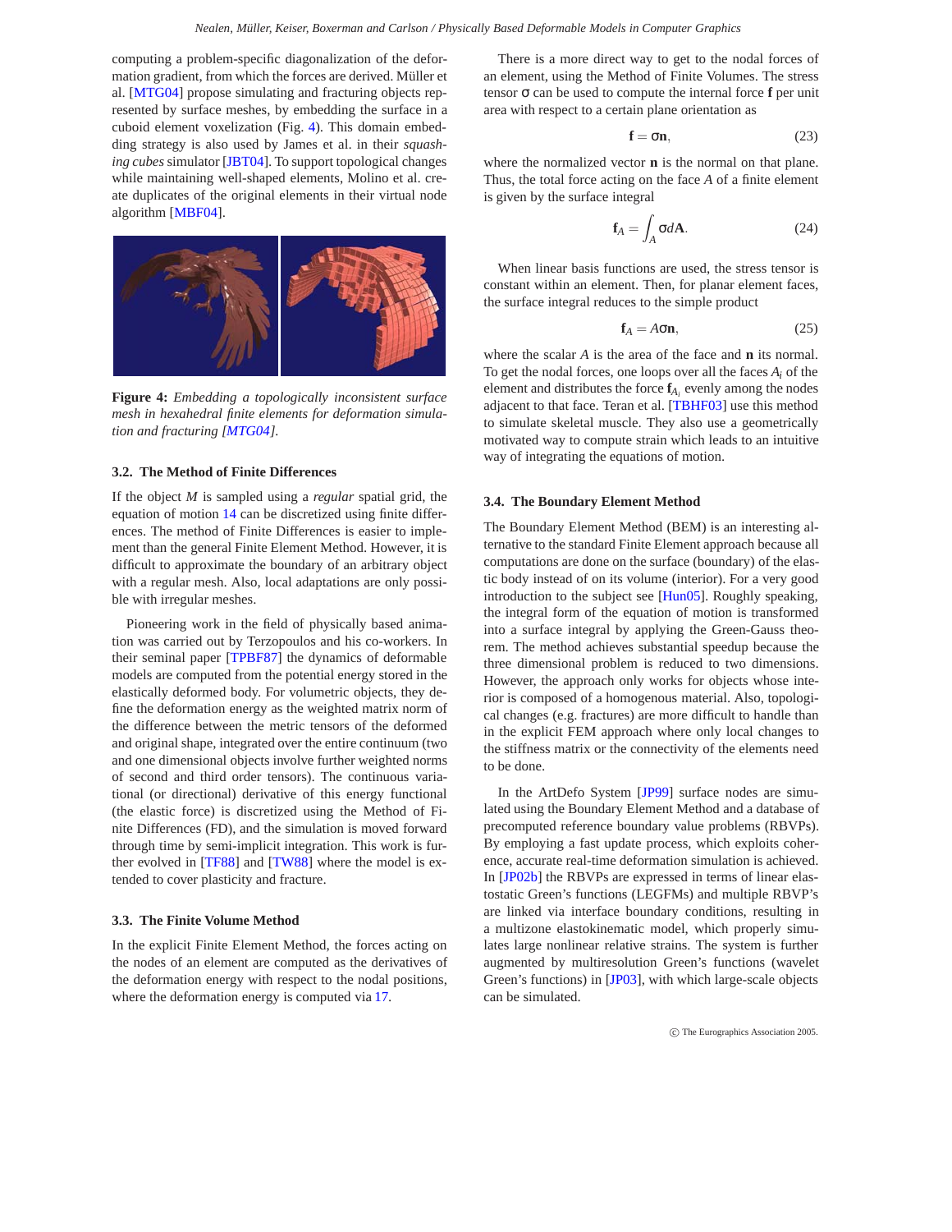computing a problem-specific diagonalization of the deformation gradient, from which the forces are derived. Müller et al. [MTG04] propose simulating and fracturing objects represented by surface meshes, by embedding the surface in a cuboid element voxelization (Fig. 4). This domain embedding strategy is also used by James et al. in their *squashing cubes* simulator [JBT04]. To support topological changes while maintaining well-shaped elements, Molino et al. create duplicates of the original elements in their virtual node algorithm [MBF04].

**Figure 4:** *Embedding a topologically inconsistent surface mesh in hexahedral finite elements for deformation simulation and fracturing [MTG04].*

### 3.2. The Method of Finite Differences

If the object $M$ is sampled using a *regular* spatial grid, the equation of motion 14 can be discretized using finite differences. The method of Finite Differences is easier to implement than the general Finite Element Method. However, it is difficult to approximate the boundary of an arbitrary object with a regular mesh. Also, local adaptations are only possible with irregular meshes.

Pioneering work in the field of physically based animation was carried out by Terzopoulos and his co-workers. In their seminal paper [TPBF87] the dynamics of deformable models are computed from the potential energy stored in the elastically deformed body. For volumetric objects, they define the deformation energy as the weighted matrix norm of the difference between the metric tensors of the deformed and original shape, integrated over the entire continuum (two and one dimensional objects involve further weighted norms of second and third order tensors). The continuous variational (or directional) derivative of this energy functional (the elastic force) is discretized using the Method of Finite Differences (FD), and the simulation is moved forward through time by semi-implicit integration. This work is further evolved in [TF88] and [TW88] where the model is extended to cover plasticity and fracture.

### 3.3. The Finite Volume Method

In the explicit Finite Element Method, the forces acting on the nodes of an element are computed as the derivatives of the deformation energy with respect to the nodal positions, where the deformation energy is computed via 17.

There is a more direct way to get to the nodal forces of an element, using the Method of Finite Volumes. The stress tensor $\sigma$ can be used to compute the internal force $\mathbf{f}$ per unit area with respect to a certain plane orientation as

$$\mathbf{f} = \sigma\mathbf{n}, \tag{23}$$

where the normalized vector $\mathbf{n}$ is the normal on that plane. Thus, the total force acting on the face $A$ of a finite element is given by the surface integral

$$\mathbf{f}_A = \int_A \sigma d\mathbf{A}. \tag{24}$$

When linear basis functions are used, the stress tensor is constant within an element. Then, for planar element faces, the surface integral reduces to the simple product

$$\mathbf{f}_A = A\sigma\mathbf{n}, \tag{25}$$

where the scalar $A$ is the area of the face and $\mathbf{n}$ its normal. To get the nodal forces, one loops over all the faces $A_i$ of the element and distributes the force $\mathbf{f}_{A_i}$ evenly among the nodes adjacent to that face. Teran et al. [TBHF03] use this method to simulate skeletal muscle. They also use a geometrically motivated way to compute strain which leads to an intuitive way of integrating the equations of motion.

### 3.4. The Boundary Element Method

The Boundary Element Method (BEM) is an interesting alternative to the standard Finite Element approach because all computations are done on the surface (boundary) of the elastic body instead of on its volume (interior). For a very good introduction to the subject see [Hun05]. Roughly speaking, the integral form of the equation of motion is transformed into a surface integral by applying the Green-Gauss theorem. The method achieves substantial speedup because the three dimensional problem is reduced to two dimensions. However, the approach only works for objects whose interior is composed of a homogenous material. Also, topological changes (e.g. fractures) are more difficult to handle than in the explicit FEM approach where only local changes to the stiffness matrix or the connectivity of the elements need to be done.

In the ArtDefo System [JP99] surface nodes are simulated using the Boundary Element Method and a database of precomputed reference boundary value problems (RBVPs). By employing a fast update process, which exploits coherence, accurate real-time deformation simulation is achieved. In [JP02b] the RBVPs are expressed in terms of linear elastostatic Green's functions (LEGFMs) and multiple RBVP's are linked via interface boundary conditions, resulting in a multizone elastokinematic model, which properly simulates large nonlinear relative strains. The system is further augmented by multiresolution Green's functions (wavelet Green's functions) in [JP03], with which large-scale objects can be simulated.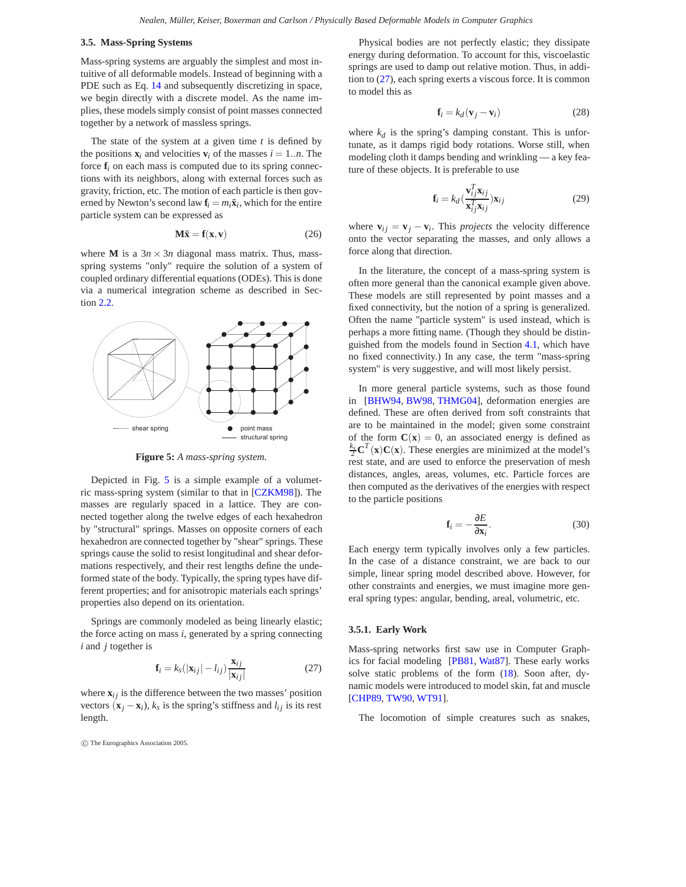### 3.5. Mass-Spring Systems

Mass-spring systems are arguably the simplest and most intuitive of all deformable models. Instead of beginning with a PDE such as Eq. 14 and subsequently discretizing in space, we begin directly with a discrete model. As the name implies, these models simply consist of point masses connected together by a network of massless springs.

The state of the system at a given time $t$ is defined by the positions $\mathbf{x}_i$ and velocities $\mathbf{v}_i$ of the masses $i = 1..n$. The force $\mathbf{f}_i$ on each mass is computed due to its spring connections with its neighbors, along with external forces such as gravity, friction, etc. The motion of each particle is then governed by Newton's second law $\mathbf{f}_i = m_i \ddot{\mathbf{x}}_i$, which for the entire particle system can be expressed as

$$\mathbf{M}\ddot{\mathbf{x}} = \mathbf{f}(\mathbf{x}, \mathbf{v}) \tag{26}$$

where $\mathbf{M}$ is a $3n \times 3n$ diagonal mass matrix. Thus, mass-spring systems "only" require the solution of a system of coupled ordinary differential equations (ODEs). This is done via a numerical integration scheme as described in Section 2.2.

shear spring — point mass — structural spring

**Figure 5:** *A mass-spring system.*

Depicted in Fig. 5 is a simple example of a volumetric mass-spring system (similar to that in [CZKM98]). The masses are regularly spaced in a lattice. They are connected together along the twelve edges of each hexahedron by "structural" springs. Masses on opposite corners of each hexahedron are connected together by "shear" springs. These springs cause the solid to resist longitudinal and shear deformations respectively, and their rest lengths define the undeformed state of the body. Typically, the spring types have different properties; and for anisotropic materials each springs' properties also depend on its orientation.

Springs are commonly modeled as being linearly elastic; the force acting on mass $i$, generated by a spring connecting $i$ and $j$ together is

$$\mathbf{f}_i = k_s(|\mathbf{x}_{ij}| - l_{ij})\frac{\mathbf{x}_{ij}}{|\mathbf{x}_{ij}|} \tag{27}$$

where $\mathbf{x}_{ij}$ is the difference between the two masses' position vectors $(\mathbf{x}_j - \mathbf{x}_i)$, $k_s$ is the spring's stiffness and $l_{ij}$ is its rest length.

Physical bodies are not perfectly elastic; they dissipate energy during deformation. To account for this, viscoelastic springs are used to damp out relative motion. Thus, in addition to (27), each spring exerts a viscous force. It is common to model this as

$$\mathbf{f}_i = k_d(\mathbf{v}_j - \mathbf{v}_i) \tag{28}$$

where $k_d$ is the spring's damping constant. This is unfortunate, as it damps rigid body rotations. Worse still, when modeling cloth it damps bending and wrinkling — a key feature of these objects. It is preferable to use

$$\mathbf{f}_i = k_d\left(\frac{\mathbf{v}_{ij}^T\mathbf{x}_{ij}}{\mathbf{x}_{ij}^T\mathbf{x}_{ij}}\right)\mathbf{x}_{ij} \tag{29}$$

where $\mathbf{v}_{ij} = \mathbf{v}_j - \mathbf{v}_i$. This *projects* the velocity difference onto the vector separating the masses, and only allows a force along that direction.

In the literature, the concept of a mass-spring system is often more general than the canonical example given above. These models are still represented by point masses and a fixed connectivity, but the notion of a spring is generalized. Often the name "particle system" is used instead, which is perhaps a more fitting name. (Though they should be distinguished from the models found in Section 4.1, which have no fixed connectivity.) In any case, the term "mass-spring system" is very suggestive, and will most likely persist.

In more general particle systems, such as those found in [BHW94, BW98, THMG04], deformation energies are defined. These are often derived from soft constraints that are to be maintained in the model; given some constraint of the form $\mathbf{C}(\mathbf{x}) = 0$, an associated energy is defined as $\frac{k_s}{2}\mathbf{C}^T(\mathbf{x})\mathbf{C}(\mathbf{x})$. These energies are minimized at the model's rest state, and are used to enforce the preservation of mesh distances, angles, areas, volumes, etc. Particle forces are then computed as the derivatives of the energies with respect to the particle positions

$$\mathbf{f}_i = -\frac{\partial E}{\partial \mathbf{x}_i}. \tag{30}$$

Each energy term typically involves only a few particles. In the case of a distance constraint, we are back to our simple, linear spring model described above. However, for other constraints and energies, we must imagine more general spring types: angular, bending, areal, volumetric, etc.

#### 3.5.1. Early Work

Mass-spring networks first saw use in Computer Graphics for facial modeling [PB81, Wat87]. These early works solve static problems of the form (18). Soon after, dynamic models were introduced to model skin, fat and muscle [CHP89, TW90, WT91].

The locomotion of simple creatures such as snakes,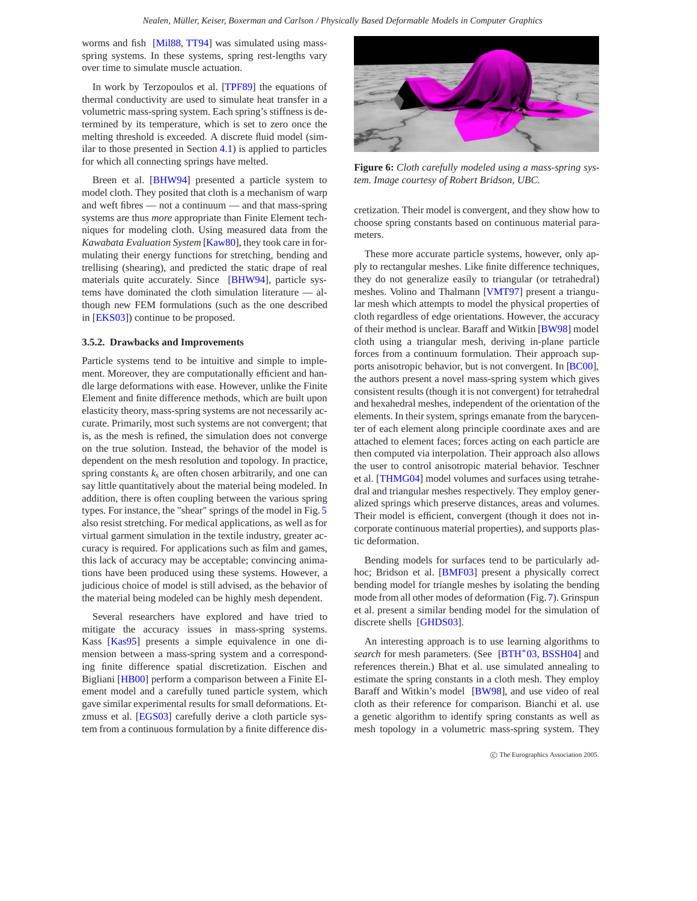worms and fish [Mil88, TT94] was simulated using mass-spring systems. In these systems, spring rest-lengths vary over time to simulate muscle actuation.

In work by Terzopoulos et al. [TPF89] the equations of thermal conductivity are used to simulate heat transfer in a volumetric mass-spring system. Each spring's stiffness is determined by its temperature, which is set to zero once the melting threshold is exceeded. A discrete fluid model (similar to those presented in Section 4.1) is applied to particles for which all connecting springs have melted.

Breen et al. [BHW94] presented a particle system to model cloth. They posited that cloth is a mechanism of warp and weft fibres — not a continuum — and that mass-spring systems are thus *more* appropriate than Finite Element techniques for modeling cloth. Using measured data from the *Kawabata Evaluation System* [Kaw80], they took care in formulating their energy functions for stretching, bending and trellising (shearing), and predicted the static drape of real materials quite accurately. Since [BHW94], particle systems have dominated the cloth simulation literature — although new FEM formulations (such as the one described in [EKS03]) continue to be proposed.

#### 3.5.2. Drawbacks and Improvements

Particle systems tend to be intuitive and simple to implement. Moreover, they are computationally efficient and handle large deformations with ease. However, unlike the Finite Element and finite difference methods, which are built upon elasticity theory, mass-spring systems are not necessarily accurate. Primarily, most such systems are not convergent; that is, as the mesh is refined, the simulation does not converge on the true solution. Instead, the behavior of the model is dependent on the mesh resolution and topology. In practice, spring constants $k_s$ are often chosen arbitrarily, and one can say little quantitatively about the material being modeled. In addition, there is often coupling between the various spring types. For instance, the "shear" springs of the model in Fig. 5 also resist stretching. For medical applications, as well as for virtual garment simulation in the textile industry, greater accuracy is required. For applications such as film and games, this lack of accuracy may be acceptable; convincing animations have been produced using these systems. However, a judicious choice of model is still advised, as the behavior of the material being modeled can be highly mesh dependent.

Several researchers have explored and have tried to mitigate the accuracy issues in mass-spring systems. Kass [Kas95] presents a simple equivalence in one dimension between a mass-spring system and a corresponding finite difference spatial discretization. Eischen and Bigliani [HB00] perform a comparison between a Finite Element model and a carefully tuned particle system, which gave similar experimental results for small deformations. Etzmuss et al. [EGS03] carefully derive a cloth particle system from a continuous formulation by a finite difference discretization. Their model is convergent, and they show how to choose spring constants based on continuous material parameters.

**Figure 6:** *Cloth carefully modeled using a mass-spring system. Image courtesy of Robert Bridson, UBC.*

These more accurate particle systems, however, only apply to rectangular meshes. Like finite difference techniques, they do not generalize easily to triangular (or tetrahedral) meshes. Volino and Thalmann [VMT97] present a triangular mesh which attempts to model the physical properties of cloth regardless of edge orientations. However, the accuracy of their method is unclear. Baraff and Witkin [BW98] model cloth using a triangular mesh, deriving in-plane particle forces from a continuum formulation. Their approach supports anisotropic behavior, but is not convergent. In [BC00], the authors present a novel mass-spring system which gives consistent results (though it is not convergent) for tetrahedral and hexahedral meshes, independent of the orientation of the elements. In their system, springs emanate from the barycenter of each element along principle coordinate axes and are attached to element faces; forces acting on each particle are then computed via interpolation. Their approach also allows the user to control anisotropic material behavior. Teschner et al. [THMG04] model volumes and surfaces using tetrahedral and triangular meshes respectively. They employ generalized springs which preserve distances, areas and volumes. Their model is efficient, convergent (though it does not incorporate continuous material properties), and supports plastic deformation.

Bending models for surfaces tend to be particularly ad-hoc; Bridson et al. [BMF03] present a physically correct bending model for triangle meshes by isolating the bending mode from all other modes of deformation (Fig. 7). Grinspun et al. present a similar bending model for the simulation of discrete shells [GHDS03].

An interesting approach is to use learning algorithms to *search* for mesh parameters. (See [BTH*03, BSSH04] and references therein.) Bhat et al. use simulated annealing to estimate the spring constants in a cloth mesh. They employ Baraff and Witkin's model [BW98], and use video of real cloth as their reference for comparison. Bianchi et al. use a genetic algorithm to identify spring constants as well as mesh topology in a volumetric mass-spring system. They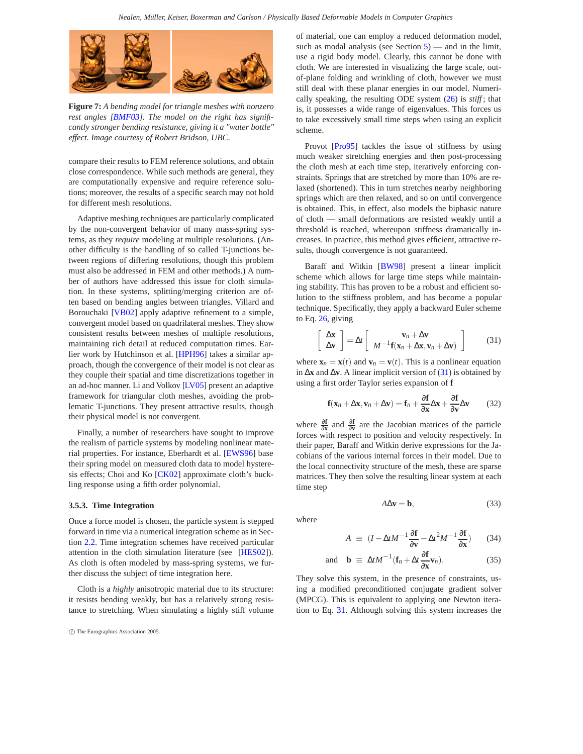**Figure 7:** *A bending model for triangle meshes with nonzero rest angles [BMF03]. The model on the right has significantly stronger bending resistance, giving it a "water bottle" effect. Image courtesy of Robert Bridson, UBC.*

compare their results to FEM reference solutions, and obtain close correspondence. While such methods are general, they are computationally expensive and require reference solutions; moreover, the results of a specific search may not hold for different mesh resolutions.

Adaptive meshing techniques are particularly complicated by the non-convergent behavior of many mass-spring systems, as they *require* modeling at multiple resolutions. (Another difficulty is the handling of so called T-junctions between regions of differing resolutions, though this problem must also be addressed in FEM and other methods.) A number of authors have addressed this issue for cloth simulation. In these systems, splitting/merging criterion are often based on bending angles between triangles. Villard and Borouchaki [VB02] apply adaptive refinement to a simple, convergent model based on quadrilateral meshes. They show consistent results between meshes of multiple resolutions, maintaining rich detail at reduced computation times. Earlier work by Hutchinson et al. [HPH96] takes a similar approach, though the convergence of their model is not clear as they couple their spatial and time discretizations together in an ad-hoc manner. Li and Volkov [LV05] present an adaptive framework for triangular cloth meshes, avoiding the problematic T-junctions. They present attractive results, though their physical model is not convergent.

Finally, a number of researchers have sought to improve the realism of particle systems by modeling nonlinear material properties. For instance, Eberhardt et al. [EWS96] base their spring model on measured cloth data to model hysteresis effects; Choi and Ko [CK02] approximate cloth's buckling response using a fifth order polynomial.

### 3.5.3. Time Integration

Once a force model is chosen, the particle system is stepped forward in time via a numerical integration scheme as in Section 2.2. Time integration schemes have received particular attention in the cloth simulation literature (see [HES02]). As cloth is often modeled by mass-spring systems, we further discuss the subject of time integration here.

Cloth is a *highly* anisotropic material due to its structure: it resists bending weakly, but has a relatively strong resistance to stretching. When simulating a highly stiff volume of material, one can employ a reduced deformation model, such as modal analysis (see Section 5) — and in the limit, use a rigid body model. Clearly, this cannot be done with cloth. We are interested in visualizing the large scale, out-of-plane folding and wrinkling of cloth, however we must still deal with these planar energies in our model. Numerically speaking, the resulting ODE system (26) is *stiff*; that is, it possesses a wide range of eigenvalues. This forces us to take excessively small time steps when using an explicit scheme.

Provot [Pro95] tackles the issue of stiffness by using much weaker stretching energies and then post-processing the cloth mesh at each time step, iteratively enforcing constraints. Springs that are stretched by more than 10% are relaxed (shortened). This in turn stretches nearby neighboring springs which are then relaxed, and so on until convergence is obtained. This, in effect, also models the biphasic nature of cloth — small deformations are resisted weakly until a threshold is reached, whereupon stiffness dramatically increases. In practice, this method gives efficient, attractive results, though convergence is not guaranteed.

Baraff and Witkin [BW98] present a linear implicit scheme which allows for large time steps while maintaining stability. This has proven to be a robust and efficient solution to the stiffness problem, and has become a popular technique. Specifically, they apply a backward Euler scheme to Eq. 26, giving

$$\begin{bmatrix} \Delta\mathbf{x} \\ \Delta\mathbf{v} \end{bmatrix} = \Delta t \begin{bmatrix} \mathbf{v}_n + \Delta\mathbf{v} \\ M^{-1}\mathbf{f}(\mathbf{x}_n + \Delta\mathbf{x}, \mathbf{v}_n + \Delta\mathbf{v}) \end{bmatrix} \tag{31}$$

where $\mathbf{x}_n = \mathbf{x}(t)$ and $\mathbf{v}_n = \mathbf{v}(t)$. This is a nonlinear equation in $\Delta\mathbf{x}$ and $\Delta\mathbf{v}$. A linear implicit version of (31) is obtained by using a first order Taylor series expansion of $\mathbf{f}$

$$\mathbf{f}(\mathbf{x}_n + \Delta\mathbf{x}, \mathbf{v}_n + \Delta\mathbf{v}) = \mathbf{f}_n + \frac{\partial\mathbf{f}}{\partial\mathbf{x}}\Delta\mathbf{x} + \frac{\partial\mathbf{f}}{\partial\mathbf{v}}\Delta\mathbf{v} \tag{32}$$

where $\frac{\partial\mathbf{f}}{\partial\mathbf{x}}$ and $\frac{\partial\mathbf{f}}{\partial\mathbf{v}}$ are the Jacobian matrices of the particle forces with respect to position and velocity respectively. In their paper, Baraff and Witkin derive expressions for the Jacobians of the various internal forces in their model. Due to the local connectivity structure of the mesh, these are sparse matrices. They then solve the resulting linear system at each time step

$$A\Delta\mathbf{v} = \mathbf{b}, \tag{33}$$

where

$$A \equiv (I - \Delta t M^{-1}\frac{\partial\mathbf{f}}{\partial\mathbf{v}} - \Delta t^2 M^{-1}\frac{\partial\mathbf{f}}{\partial\mathbf{x}}) \tag{34}$$

$$\text{and} \quad \mathbf{b} \equiv \Delta t M^{-1}(\mathbf{f}_n + \Delta t\frac{\partial\mathbf{f}}{\partial\mathbf{x}}\mathbf{v}_n). \tag{35}$$

They solve this system, in the presence of constraints, using a modified preconditioned conjugate gradient solver (MPCG). This is equivalent to applying one Newton iteration to Eq. 31. Although solving this system increases the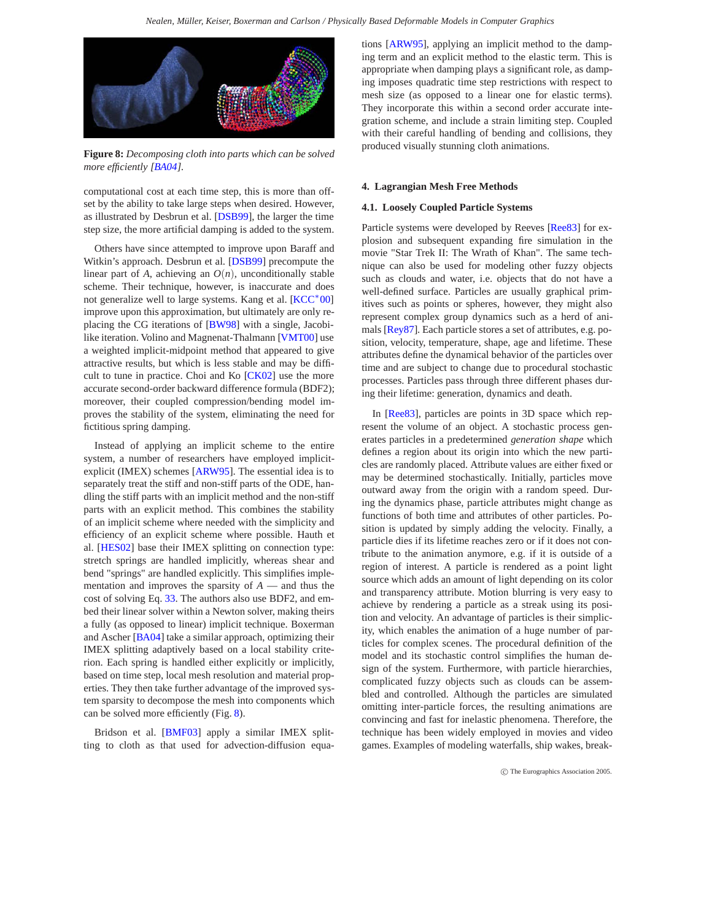**Figure 8:** *Decomposing cloth into parts which can be solved more efficiently [BA04].*

computational cost at each time step, this is more than offset by the ability to take large steps when desired. However, as illustrated by Desbrun et al. [DSB99], the larger the time step size, the more artificial damping is added to the system.

Others have since attempted to improve upon Baraff and Witkin's approach. Desbrun et al. [DSB99] precompute the linear part of $A$, achieving an $O(n)$, unconditionally stable scheme. Their technique, however, is inaccurate and does not generalize well to large systems. Kang et al. [KCC*00] improve upon this approximation, but ultimately are only replacing the CG iterations of [BW98] with a single, Jacobi-like iteration. Volino and Magnenat-Thalmann [VMT00] use a weighted implicit-midpoint method that appeared to give attractive results, but which is less stable and may be difficult to tune in practice. Choi and Ko [CK02] use the more accurate second-order backward difference formula (BDF2); moreover, their coupled compression/bending model improves the stability of the system, eliminating the need for fictitious spring damping.

Instead of applying an implicit scheme to the entire system, a number of researchers have employed implicit-explicit (IMEX) schemes [ARW95]. The essential idea is to separately treat the stiff and non-stiff parts of the ODE, handling the stiff parts with an implicit method and the non-stiff parts with an explicit method. This combines the stability of an implicit scheme where needed with the simplicity and efficiency of an explicit scheme where possible. Hauth et al. [HES02] base their IMEX splitting on connection type: stretch springs are handled implicitly, whereas shear and bend "springs" are handled explicitly. This simplifies implementation and improves the sparsity of $A$ — and thus the cost of solving Eq. 33. The authors also use BDF2, and embed their linear solver within a Newton solver, making theirs a fully (as opposed to linear) implicit technique. Boxerman and Ascher [BA04] take a similar approach, optimizing their IMEX splitting adaptively based on a local stability criterion. Each spring is handled either explicitly or implicitly, based on time step, local mesh resolution and material properties. They then take further advantage of the improved system sparsity to decompose the mesh into components which can be solved more efficiently (Fig. 8).

Bridson et al. [BMF03] apply a similar IMEX splitting to cloth as that used for advection-diffusion equations [ARW95], applying an implicit method to the damping term and an explicit method to the elastic term. This is appropriate when damping plays a significant role, as damping imposes quadratic time step restrictions with respect to mesh size (as opposed to a linear one for elastic terms). They incorporate this within a second order accurate integration scheme, and include a strain limiting step. Coupled with their careful handling of bending and collisions, they produced visually stunning cloth animations.

## 4. Lagrangian Mesh Free Methods

### 4.1. Loosely Coupled Particle Systems

Particle systems were developed by Reeves [Ree83] for explosion and subsequent expanding fire simulation in the movie "Star Trek II: The Wrath of Khan". The same technique can also be used for modeling other fuzzy objects such as clouds and water, i.e. objects that do not have a well-defined surface. Particles are usually graphical primitives such as points or spheres, however, they might also represent complex group dynamics such as a herd of animals [Rey87]. Each particle stores a set of attributes, e.g. position, velocity, temperature, shape, age and lifetime. These attributes define the dynamical behavior of the particles over time and are subject to change due to procedural stochastic processes. Particles pass through three different phases during their lifetime: generation, dynamics and death.

In [Ree83], particles are points in 3D space which represent the volume of an object. A stochastic process generates particles in a predetermined *generation shape* which defines a region about its origin into which the new particles are randomly placed. Attribute values are either fixed or may be determined stochastically. Initially, particles move outward away from the origin with a random speed. During the dynamics phase, particle attributes might change as functions of both time and attributes of other particles. Position is updated by simply adding the velocity. Finally, a particle dies if its lifetime reaches zero or if it does not contribute to the animation anymore, e.g. if it is outside of a region of interest. A particle is rendered as a point light source which adds an amount of light depending on its color and transparency attribute. Motion blurring is very easy to achieve by rendering a particle as a streak using its position and velocity. An advantage of particles is their simplicity, which enables the animation of a huge number of particles for complex scenes. The procedural definition of the model and its stochastic control simplifies the human design of the system. Furthermore, with particle hierarchies, complicated fuzzy objects such as clouds can be assembled and controlled. Although the particles are simulated omitting inter-particle forces, the resulting animations are convincing and fast for inelastic phenomena. Therefore, the technique has been widely employed in movies and video games. Examples of modeling waterfalls, ship wakes, break-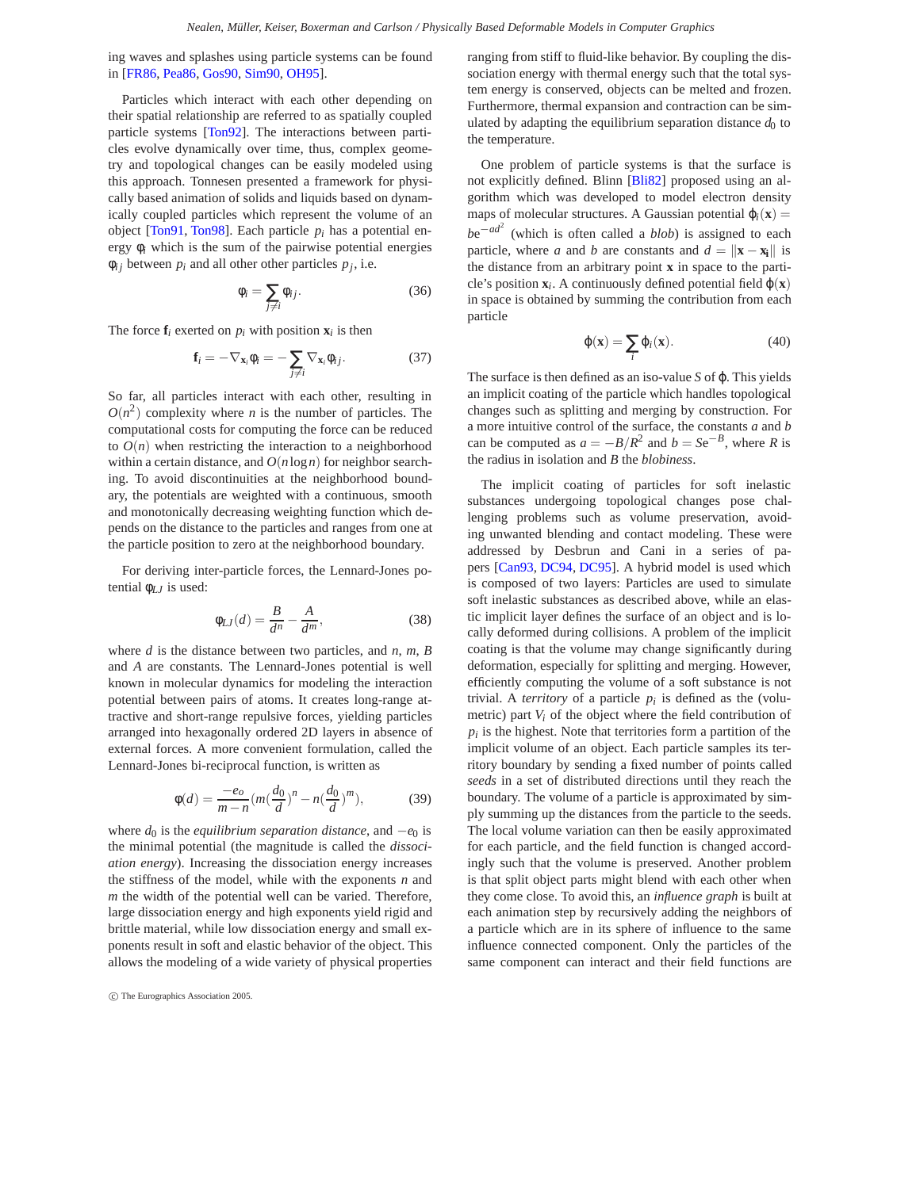ing waves and splashes using particle systems can be found in [FR86, Pea86, Gos90, Sim90, OH95].

Particles which interact with each other depending on their spatial relationship are referred to as spatially coupled particle systems [Ton92]. The interactions between particles evolve dynamically over time, thus, complex geometry and topological changes can be easily modeled using this approach. Tonnesen presented a framework for physically based animation of solids and liquids based on dynamically coupled particles which represent the volume of an object [Ton91, Ton98]. Each particle $p_i$ has a potential energy $\phi_i$ which is the sum of the pairwise potential energies $\phi_{ij}$ between $p_i$ and all other other particles $p_j$, i.e.

$$\phi_i = \sum_{j \neq i} \phi_{ij}. \tag{36}$$

The force $\mathbf{f}_i$ exerted on $p_i$ with position $\mathbf{x}_i$ is then

$$\mathbf{f}_i = -\nabla_{\mathbf{x}_i} \phi_i = -\sum_{j \neq i} \nabla_{\mathbf{x}_i} \phi_{ij}. \tag{37}$$

So far, all particles interact with each other, resulting in $O(n^2)$ complexity where $n$ is the number of particles. The computational costs for computing the force can be reduced to $O(n)$ when restricting the interaction to a neighborhood within a certain distance, and $O(n \log n)$ for neighbor searching. To avoid discontinuities at the neighborhood boundary, the potentials are weighted with a continuous, smooth and monotonically decreasing weighting function which depends on the distance to the particles and ranges from one at the particle position to zero at the neighborhood boundary.

For deriving inter-particle forces, the Lennard-Jones potential $\phi_{LJ}$ is used:

$$\phi_{LJ}(d) = \frac{B}{d^n} - \frac{A}{d^m}, \tag{38}$$

where $d$ is the distance between two particles, and $n$, $m$, $B$ and $A$ are constants. The Lennard-Jones potential is well known in molecular dynamics for modeling the interaction potential between pairs of atoms. It creates long-range attractive and short-range repulsive forces, yielding particles arranged into hexagonally ordered 2D layers in absence of external forces. A more convenient formulation, called the Lennard-Jones bi-reciprocal function, is written as

$$\phi(d) = \frac{-e_o}{m-n}\left(m\left(\frac{d_0}{d}\right)^n - n\left(\frac{d_0}{d}\right)^m\right), \tag{39}$$

where $d_0$ is the *equilibrium separation distance*, and $-e_0$ is the minimal potential (the magnitude is called the *dissociation energy*). Increasing the dissociation energy increases the stiffness of the model, while with the exponents $n$ and $m$ the width of the potential well can be varied. Therefore, large dissociation energy and high exponents yield rigid and brittle material, while low dissociation energy and small exponents result in soft and elastic behavior of the object. This allows the modeling of a wide variety of physical properties ranging from stiff to fluid-like behavior. By coupling the dissociation energy with thermal energy such that the total system energy is conserved, objects can be melted and frozen. Furthermore, thermal expansion and contraction can be simulated by adapting the equilibrium separation distance $d_0$ to the temperature.

One problem of particle systems is that the surface is not explicitly defined. Blinn [Bli82] proposed using an algorithm which was developed to model electron density maps of molecular structures. A Gaussian potential $\varphi_i(\mathbf{x}) = be^{-ad^2}$ (which is often called a *blob*) is assigned to each particle, where $a$ and $b$ are constants and $d = \|\mathbf{x} - \mathbf{x_i}\|$ is the distance from an arbitrary point $\mathbf{x}$ in space to the particle's position $\mathbf{x}_i$. A continuously defined potential field $\varphi(\mathbf{x})$ in space is obtained by summing the contribution from each particle

$$\varphi(\mathbf{x}) = \sum_i \varphi_i(\mathbf{x}). \tag{40}$$

The surface is then defined as an iso-value $S$ of $\varphi$. This yields an implicit coating of the particle which handles topological changes such as splitting and merging by construction. For a more intuitive control of the surface, the constants $a$ and $b$ can be computed as $a = -B/R^2$ and $b = Se^{-B}$, where $R$ is the radius in isolation and $B$ the *blobiness*.

The implicit coating of particles for soft inelastic substances undergoing topological changes pose challenging problems such as volume preservation, avoiding unwanted blending and contact modeling. These were addressed by Desbrun and Cani in a series of papers [Can93, DC94, DC95]. A hybrid model is used which is composed of two layers: Particles are used to simulate soft inelastic substances as described above, while an elastic implicit layer defines the surface of an object and is locally deformed during collisions. A problem of the implicit coating is that the volume may change significantly during deformation, especially for splitting and merging. However, efficiently computing the volume of a soft substance is not trivial. A *territory* of a particle $p_i$ is defined as the (volumetric) part $V_i$ of the object where the field contribution of $p_i$ is the highest. Note that territories form a partition of the implicit volume of an object. Each particle samples its territory boundary by sending a fixed number of points called *seeds* in a set of distributed directions until they reach the boundary. The volume of a particle is approximated by simply summing up the distances from the particle to the seeds. The local volume variation can then be easily approximated for each particle, and the field function is changed accordingly such that the volume is preserved. Another problem is that split object parts might blend with each other when they come close. To avoid this, an *influence graph* is built at each animation step by recursively adding the neighbors of a particle which are in its sphere of influence to the same influence connected component. Only the particles of the same component can interact and their field functions are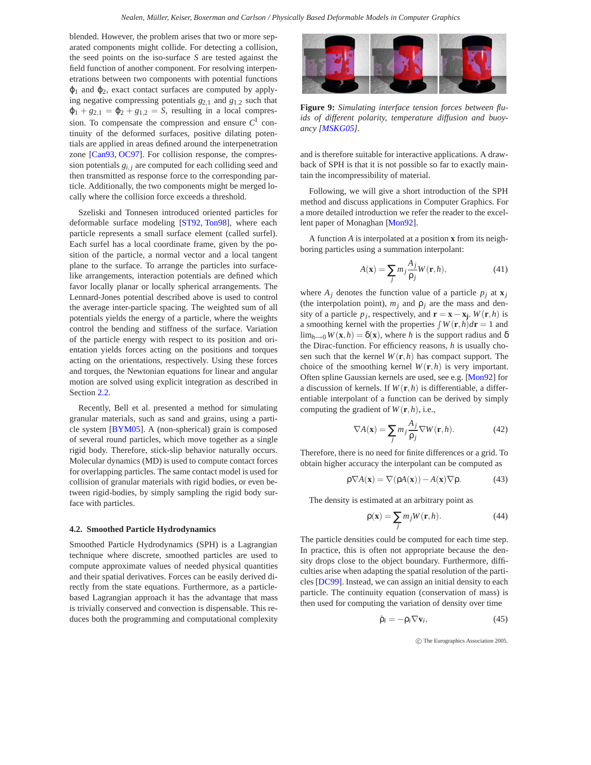blended. However, the problem arises that two or more separated components might collide. For detecting a collision, the seed points on the iso-surface $S$ are tested against the field function of another component. For resolving interpenetrations between two components with potential functions $\phi_1$ and $\phi_2$, exact contact surfaces are computed by applying negative compressing potentials $g_{2,1}$ and $g_{1,2}$ such that $\phi_1 + g_{2,1} = \phi_2 + g_{1,2} = S$, resulting in a local compression. To compensate the compression and ensure $C^1$ continuity of the deformed surfaces, positive dilating potentials are applied in areas defined around the interpenetration zone [Can93, OC97]. For collision response, the compression potentials $g_{i,j}$ are computed for each colliding seed and then transmitted as response force to the corresponding particle. Additionally, the two components might be merged locally where the collision force exceeds a threshold.

Szeliski and Tonnesen introduced oriented particles for deformable surface modeling [ST92, Ton98], where each particle represents a small surface element (called surfel). Each surfel has a local coordinate frame, given by the position of the particle, a normal vector and a local tangent plane to the surface. To arrange the particles into surface-like arrangements, interaction potentials are defined which favor locally planar or locally spherical arrangements. The Lennard-Jones potential described above is used to control the average inter-particle spacing. The weighted sum of all potentials yields the energy of a particle, where the weights control the bending and stiffness of the surface. Variation of the particle energy with respect to its position and orientation yields forces acting on the positions and torques acting on the orientations, respectively. Using these forces and torques, the Newtonian equations for linear and angular motion are solved using explicit integration as described in Section 2.2.

Recently, Bell et al. presented a method for simulating granular materials, such as sand and grains, using a particle system [BYM05]. A (non-spherical) grain is composed of several round particles, which move together as a single rigid body. Therefore, stick-slip behavior naturally occurs. Molecular dynamics (MD) is used to compute contact forces for overlapping particles. The same contact model is used for collision of granular materials with rigid bodies, or even between rigid-bodies, by simply sampling the rigid body surface with particles.

### 4.2. Smoothed Particle Hydrodynamics

Smoothed Particle Hydrodynamics (SPH) is a Lagrangian technique where discrete, smoothed particles are used to compute approximate values of needed physical quantities and their spatial derivatives. Forces can be easily derived directly from the state equations. Furthermore, as a particle-based Lagrangian approach it has the advantage that mass is trivially conserved and convection is dispensable. This reduces both the programming and computational complexity and is therefore suitable for interactive applications. A drawback of SPH is that it is not possible so far to exactly maintain the incompressibility of material.

**Figure 9:** *Simulating interface tension forces between fluids of different polarity, temperature diffusion and buoyancy [MSKG05].*

Following, we will give a short introduction of the SPH method and discuss applications in Computer Graphics. For a more detailed introduction we refer the reader to the excellent paper of Monaghan [Mon92].

A function $A$ is interpolated at a position $\mathbf{x}$ from its neighboring particles using a summation interpolant:

$$A(\mathbf{x}) = \sum_j m_j \frac{A_j}{\rho_j} W(\mathbf{r}, h), \tag{41}$$

where $A_j$ denotes the function value of a particle $p_j$ at $\mathbf{x}_j$ (the interpolation point), $m_j$ and $\rho_j$ are the mass and density of a particle $p_j$, respectively, and $\mathbf{r} = \mathbf{x} - \mathbf{x_j}$. $W(\mathbf{r}, h)$ is a smoothing kernel with the properties $\int W(\mathbf{r}, h) d\mathbf{r} = 1$ and $\lim_{h \to 0} W(\mathbf{x}, h) = \delta(\mathbf{x})$, where $h$ is the support radius and $\delta$ the Dirac-function. For efficiency reasons, $h$ is usually chosen such that the kernel $W(\mathbf{r}, h)$ has compact support. The choice of the smoothing kernel $W(\mathbf{r}, h)$ is very important. Often spline Gaussian kernels are used, see e.g. [Mon92] for a discussion of kernels. If $W(\mathbf{r}, h)$ is differentiable, a differentiable interpolant of a function can be derived by simply computing the gradient of $W(\mathbf{r}, h)$, i.e.,

$$\nabla A(\mathbf{x}) = \sum_j m_j \frac{A_j}{\rho_j} \nabla W(\mathbf{r}, h). \tag{42}$$

Therefore, there is no need for finite differences or a grid. To obtain higher accuracy the interpolant can be computed as

$$\rho \nabla A(\mathbf{x}) = \nabla(\rho A(\mathbf{x})) - A(\mathbf{x}) \nabla \rho. \tag{43}$$

The density is estimated at an arbitrary point as

$$\rho(\mathbf{x}) = \sum_j m_j W(\mathbf{r}, h). \tag{44}$$

The particle densities could be computed for each time step. In practice, this is often not appropriate because the density drops close to the object boundary. Furthermore, difficulties arise when adapting the spatial resolution of the particles [DC99]. Instead, we can assign an initial density to each particle. The continuity equation (conservation of mass) is then used for computing the variation of density over time

$$\dot{\rho}_i = -\rho_i \nabla \mathbf{v}_i, \tag{45}$$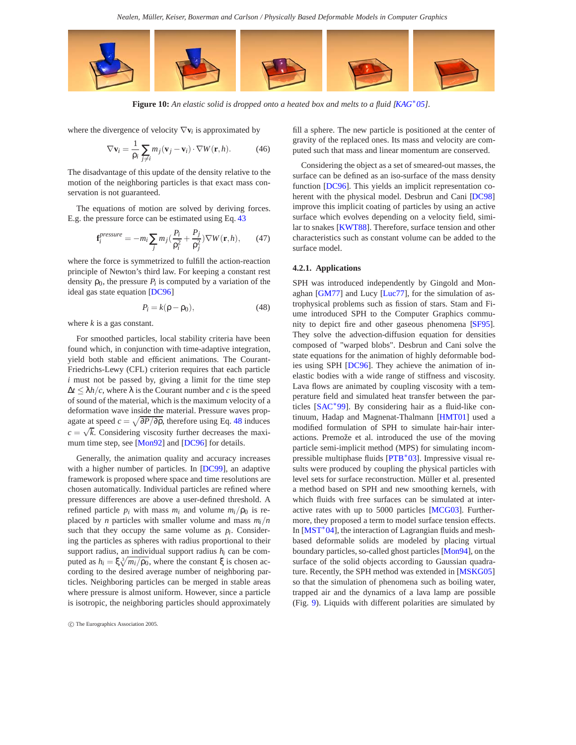**Figure 10:** *An elastic solid is dropped onto a heated box and melts to a fluid [KAG*05].*

where the divergence of velocity $\nabla \mathbf{v}_i$ is approximated by

$$\nabla \mathbf{v}_i = \frac{1}{\rho_i} \sum_{j \neq i} m_j (\mathbf{v}_j - \mathbf{v}_i) \cdot \nabla W(\mathbf{r}, h). \tag{46}$$

The disadvantage of this update of the density relative to the motion of the neighboring particles is that exact mass conservation is not guaranteed.

The equations of motion are solved by deriving forces. E.g. the pressure force can be estimated using Eq. 43

$$\mathbf{f}_i^{pressure} = -m_i \sum_j m_j \left(\frac{P_i}{\rho_i^2} + \frac{P_j}{\rho_j^2}\right) \nabla W(\mathbf{r}, h), \tag{47}$$

where the force is symmetrized to fulfill the action-reaction principle of Newton's third law. For keeping a constant rest density $\rho_0$, the pressure $P_i$ is computed by a variation of the ideal gas state equation [DC96]

$$P_i = k(\rho - \rho_0), \tag{48}$$

where $k$ is a gas constant.

For smoothed particles, local stability criteria have been found which, in conjunction with time-adaptive integration, yield both stable and efficient animations. The Courant-Friedrichs-Lewy (CFL) criterion requires that each particle $i$ must not be passed by, giving a limit for the time step $\Delta t \leq \lambda h / c$, where $\lambda$ is the Courant number and $c$ is the speed of sound of the material, which is the maximum velocity of a deformation wave inside the material. Pressure waves propagate at speed $c = \sqrt{\partial P / \partial \rho}$, therefore using Eq. 48 induces $c = \sqrt{k}$. Considering viscosity further decreases the maximum time step, see [Mon92] and [DC96] for details.

Generally, the animation quality and accuracy increases with a higher number of particles. In [DC99], an adaptive framework is proposed where space and time resolutions are chosen automatically. Individual particles are refined where pressure differences are above a user-defined threshold. A refined particle $p_i$ with mass $m_i$ and volume $m_i / \rho_0$ is replaced by $n$ particles with smaller volume and mass $m_i / n$ such that they occupy the same volume as $p_i$. Considering the particles as spheres with radius proportional to their support radius, an individual support radius $h_i$ can be computed as $h_i = \xi \sqrt[3]{m_i / \rho_0}$, where the constant $\xi$ is chosen according to the desired average number of neighboring particles. Neighboring particles can be merged in stable areas where pressure is almost uniform. However, since a particle is isotropic, the neighboring particles should approximately fill a sphere. The new particle is positioned at the center of gravity of the replaced ones. Its mass and velocity are computed such that mass and linear momentum are conserved.

Considering the object as a set of smeared-out masses, the surface can be defined as an iso-surface of the mass density function [DC96]. This yields an implicit representation coherent with the physical model. Desbrun and Cani [DC98] improve this implicit coating of particles by using an active surface which evolves depending on a velocity field, similar to snakes [KWT88]. Therefore, surface tension and other characteristics such as constant volume can be added to the surface model.

### 4.2.1. Applications

SPH was introduced independently by Gingold and Monaghan [GM77] and Lucy [Luc77], for the simulation of astrophysical problems such as fission of stars. Stam and Fiume introduced SPH to the Computer Graphics community to depict fire and other gaseous phenomena [SF95]. They solve the advection-diffusion equation for densities composed of "warped blobs". Desbrun and Cani solve the state equations for the animation of highly deformable bodies using SPH [DC96]. They achieve the animation of inelastic bodies with a wide range of stiffness and viscosity. Lava flows are animated by coupling viscosity with a temperature field and simulated heat transfer between the particles [SAC*99]. By considering hair as a fluid-like continuum, Hadap and Magnenat-Thalmann [HMT01] used a modified formulation of SPH to simulate hair-hair interactions. Premože et al. introduced the use of the moving particle semi-implicit method (MPS) for simulating incompressible multiphase fluids [PTB*03]. Impressive visual results were produced by coupling the physical particles with level sets for surface reconstruction. Müller et al. presented a method based on SPH and new smoothing kernels, with which fluids with free surfaces can be simulated at interactive rates with up to 5000 particles [MCG03]. Furthermore, they proposed a term to model surface tension effects. In [MST*04], the interaction of Lagrangian fluids and mesh-based deformable solids are modeled by placing virtual boundary particles, so-called ghost particles [Mon94], on the surface of the solid objects according to Gaussian quadrature. Recently, the SPH method was extended in [MSKG05] so that the simulation of phenomena such as boiling water, trapped air and the dynamics of a lava lamp are possible (Fig. 9). Liquids with different polarities are simulated by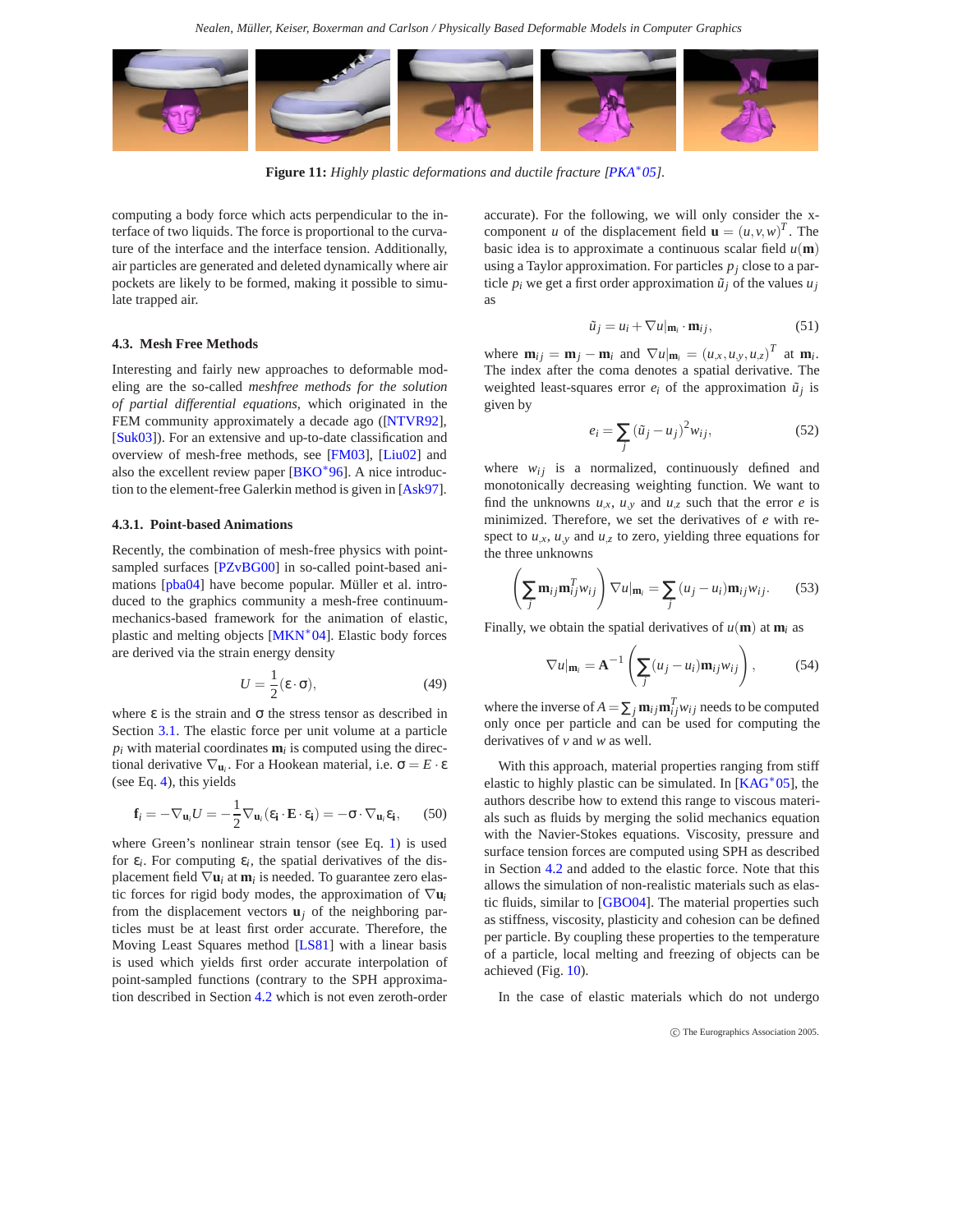**Figure 11:** *Highly plastic deformations and ductile fracture [PKA*05].*

computing a body force which acts perpendicular to the interface of two liquids. The force is proportional to the curvature of the interface and the interface tension. Additionally, air particles are generated and deleted dynamically where air pockets are likely to be formed, making it possible to simulate trapped air.

### 4.3. Mesh Free Methods

Interesting and fairly new approaches to deformable modeling are the so-called *meshfree methods for the solution of partial differential equations*, which originated in the FEM community approximately a decade ago ([NTVR92], [Suk03]). For an extensive and up-to-date classification and overview of mesh-free methods, see [FM03], [Liu02] and also the excellent review paper [BKO*96]. A nice introduction to the element-free Galerkin method is given in [Ask97].

#### 4.3.1. Point-based Animations

Recently, the combination of mesh-free physics with point-sampled surfaces [PZvBG00] in so-called point-based animations [pba04] have become popular. Müller et al. introduced to the graphics community a mesh-free continuum-mechanics-based framework for the animation of elastic, plastic and melting objects [MKN*04]. Elastic body forces are derived via the strain energy density

$$U = \frac{1}{2}(\varepsilon \cdot \sigma), \tag{49}$$

where $\varepsilon$ is the strain and $\sigma$ the stress tensor as described in Section 3.1. The elastic force per unit volume at a particle $p_i$ with material coordinates $\mathbf{m}_i$ is computed using the directional derivative $\nabla_{\mathbf{u}_i}$. For a Hookean material, i.e. $\sigma = E \cdot \varepsilon$ (see Eq. 4), this yields

$$\mathbf{f}_i = -\nabla_{\mathbf{u}_i} U = -\frac{1}{2}\nabla_{\mathbf{u}_i}(\varepsilon_\mathbf{i} \cdot \mathbf{E} \cdot \varepsilon_\mathbf{i}) = -\sigma \cdot \nabla_{\mathbf{u}_i}\varepsilon_\mathbf{i}, \tag{50}$$

where Green's nonlinear strain tensor (see Eq. 1) is used for $\varepsilon_i$. For computing $\varepsilon_i$, the spatial derivatives of the displacement field $\nabla \mathbf{u}_i$ at $\mathbf{m}_i$ is needed. To guarantee zero elastic forces for rigid body modes, the approximation of $\nabla \mathbf{u}_i$ from the displacement vectors $\mathbf{u}_j$ of the neighboring particles must be at least first order accurate. Therefore, the Moving Least Squares method [LS81] with a linear basis is used which yields first order accurate interpolation of point-sampled functions (contrary to the SPH approximation described in Section 4.2 which is not even zeroth-order accurate). For the following, we will only consider the x-component $u$ of the displacement field $\mathbf{u} = (u, v, w)^T$. The basic idea is to approximate a continuous scalar field $u(\mathbf{m})$ using a Taylor approximation. For particles $p_j$ close to a particle $p_i$ we get a first order approximation $\tilde{u}_j$ of the values $u_j$ as

$$\tilde{u}_j = u_i + \nabla u|_{\mathbf{m}_i} \cdot \mathbf{m}_{ij}, \tag{51}$$

where $\mathbf{m}_{ij} = \mathbf{m}_j - \mathbf{m}_i$ and $\nabla u|_{\mathbf{m}_i} = (u_{,x}, u_{,y}, u_{,z})^T$ at $\mathbf{m}_i$. The index after the coma denotes a spatial derivative. The weighted least-squares error $e_i$ of the approximation $\tilde{u}_j$ is given by

$$e_i = \sum_j (\tilde{u}_j - u_j)^2 w_{ij}, \tag{52}$$

where $w_{ij}$ is a normalized, continuously defined and monotonically decreasing weighting function. We want to find the unknowns $u_{,x}$, $u_{,y}$ and $u_{,z}$ such that the error $e$ is minimized. Therefore, we set the derivatives of $e$ with respect to $u_{,x}$, $u_{,y}$ and $u_{,z}$ to zero, yielding three equations for the three unknowns

$$\left(\sum_j \mathbf{m}_{ij}\mathbf{m}_{ij}^T w_{ij}\right) \nabla u|_{\mathbf{m}_i} = \sum_j (u_j - u_i)\mathbf{m}_{ij} w_{ij}. \tag{53}$$

Finally, we obtain the spatial derivatives of $u(\mathbf{m})$ at $\mathbf{m}_i$ as

$$\nabla u|_{\mathbf{m}_i} = \mathbf{A}^{-1}\left(\sum_j (u_j - u_i)\mathbf{m}_{ij} w_{ij}\right), \tag{54}$$

where the inverse of $A = \sum_j \mathbf{m}_{ij}\mathbf{m}_{ij}^T w_{ij}$ needs to be computed only once per particle and can be used for computing the derivatives of $v$ and $w$ as well.

With this approach, material properties ranging from stiff elastic to highly plastic can be simulated. In [KAG*05], the authors describe how to extend this range to viscous materials such as fluids by merging the solid mechanics equation with the Navier-Stokes equations. Viscosity, pressure and surface tension forces are computed using SPH as described in Section 4.2 and added to the elastic force. Note that this allows the simulation of non-realistic materials such as elastic fluids, similar to [GBO04]. The material properties such as stiffness, viscosity, plasticity and cohesion can be defined per particle. By coupling these properties to the temperature of a particle, local melting and freezing of objects can be achieved (Fig. 10).

In the case of elastic materials which do not undergo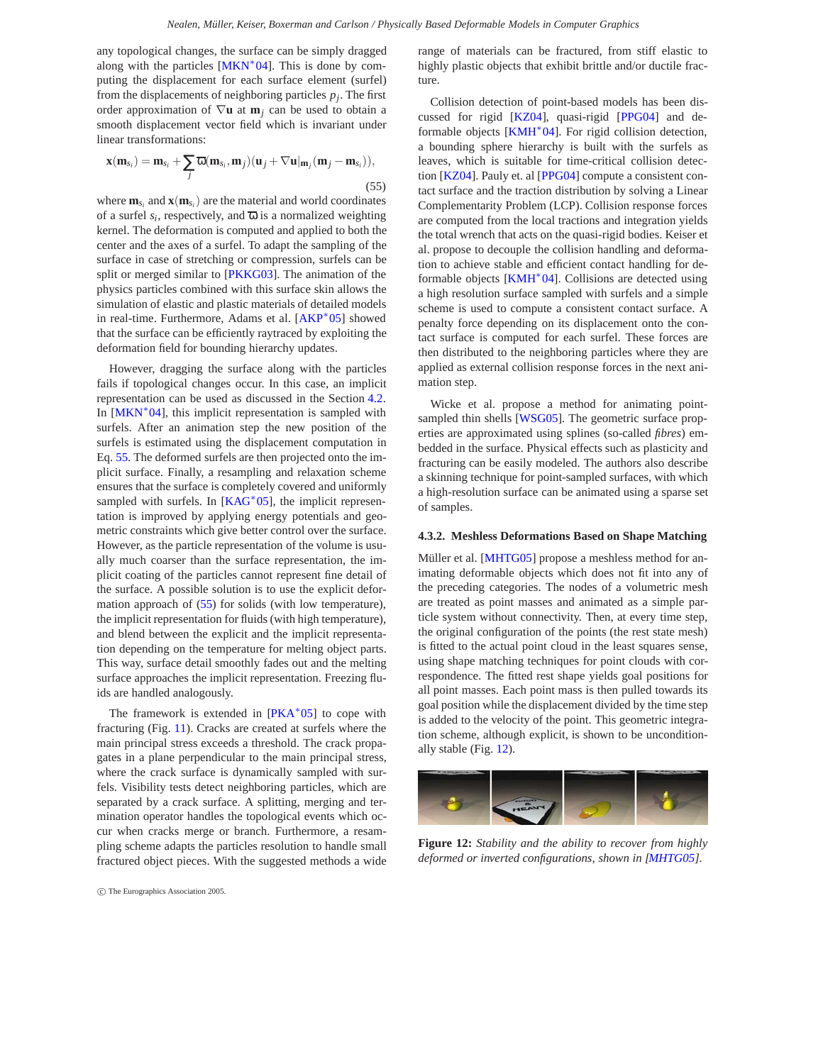any topological changes, the surface can be simply dragged along with the particles [MKN*04]. This is done by computing the displacement for each surface element (surfel) from the displacements of neighboring particles $p_j$. The first order approximation of $\nabla \mathbf{u}$ at $\mathbf{m}_j$ can be used to obtain a smooth displacement vector field which is invariant under linear transformations:

$$\mathbf{x}(\mathbf{m}_{s_i}) = \mathbf{m}_{s_i} + \sum_j \overline{\omega}(\mathbf{m}_{s_i}, \mathbf{m}_j)(\mathbf{u}_j + \nabla \mathbf{u}|_{\mathbf{m}_j}(\mathbf{m}_j - \mathbf{m}_{s_i})), \tag{55}$$

where $\mathbf{m}_{s_i}$ and $\mathbf{x}(\mathbf{m}_{s_i})$ are the material and world coordinates of a surfel $s_i$, respectively, and $\overline{\omega}$ is a normalized weighting kernel. The deformation is computed and applied to both the center and the axes of a surfel. To adapt the sampling of the surface in case of stretching or compression, surfels can be split or merged similar to [PKKG03]. The animation of the physics particles combined with this surface skin allows the simulation of elastic and plastic materials of detailed models in real-time. Furthermore, Adams et al. [AKP*05] showed that the surface can be efficiently raytraced by exploiting the deformation field for bounding hierarchy updates.

However, dragging the surface along with the particles fails if topological changes occur. In this case, an implicit representation can be used as discussed in the Section 4.2. In [MKN*04], this implicit representation is sampled with surfels. After an animation step the new position of the surfels is estimated using the displacement computation in Eq. 55. The deformed surfels are then projected onto the implicit surface. Finally, a resampling and relaxation scheme ensures that the surface is completely covered and uniformly sampled with surfels. In [KAG*05], the implicit representation is improved by applying energy potentials and geometric constraints which give better control over the surface. However, as the particle representation of the volume is usually much coarser than the surface representation, the implicit coating of the particles cannot represent fine detail of the surface. A possible solution is to use the explicit deformation approach of (55) for solids (with low temperature), the implicit representation for fluids (with high temperature), and blend between the explicit and the implicit representation depending on the temperature for melting object parts. This way, surface detail smoothly fades out and the melting surface approaches the implicit representation. Freezing fluids are handled analogously.

The framework is extended in [PKA*05] to cope with fracturing (Fig. 11). Cracks are created at surfels where the main principal stress exceeds a threshold. The crack propagates in a plane perpendicular to the main principal stress, where the crack surface is dynamically sampled with surfels. Visibility tests detect neighboring particles, which are separated by a crack surface. A splitting, merging and termination operator handles the topological events which occur when cracks merge or branch. Furthermore, a resampling scheme adapts the particles resolution to handle small fractured object pieces. With the suggested methods a wide range of materials can be fractured, from stiff elastic to highly plastic objects that exhibit brittle and/or ductile fracture.

Collision detection of point-based models has been discussed for rigid [KZ04], quasi-rigid [PPG04] and deformable objects [KMH*04]. For rigid collision detection, a bounding sphere hierarchy is built with the surfels as leaves, which is suitable for time-critical collision detection [KZ04]. Pauly et. al [PPG04] compute a consistent contact surface and the traction distribution by solving a Linear Complementarity Problem (LCP). Collision response forces are computed from the local tractions and integration yields the total wrench that acts on the quasi-rigid bodies. Keiser et al. propose to decouple the collision handling and deformation to achieve stable and efficient contact handling for deformable objects [KMH*04]. Collisions are detected using a high resolution surface sampled with surfels and a simple scheme is used to compute a consistent contact surface. A penalty force depending on its displacement onto the contact surface is computed for each surfel. These forces are then distributed to the neighboring particles where they are applied as external collision response forces in the next animation step.

Wicke et al. propose a method for animating point-sampled thin shells [WSG05]. The geometric surface properties are approximated using splines (so-called *fibres*) embedded in the surface. Physical effects such as plasticity and fracturing can be easily modeled. The authors also describe a skinning technique for point-sampled surfaces, with which a high-resolution surface can be animated using a sparse set of samples.

#### 4.3.2. Meshless Deformations Based on Shape Matching

Müller et al. [MHTG05] propose a meshless method for animating deformable objects which does not fit into any of the preceding categories. The nodes of a volumetric mesh are treated as point masses and animated as a simple particle system without connectivity. Then, at every time step, the original configuration of the points (the rest state mesh) is fitted to the actual point cloud in the least squares sense, using shape matching techniques for point clouds with correspondence. The fitted rest shape yields goal positions for all point masses. Each point mass is then pulled towards its goal position while the displacement divided by the time step is added to the velocity of the point. This geometric integration scheme, although explicit, is shown to be unconditionally stable (Fig. 12).

**Figure 12:** *Stability and the ability to recover from highly deformed or inverted configurations, shown in [MHTG05].*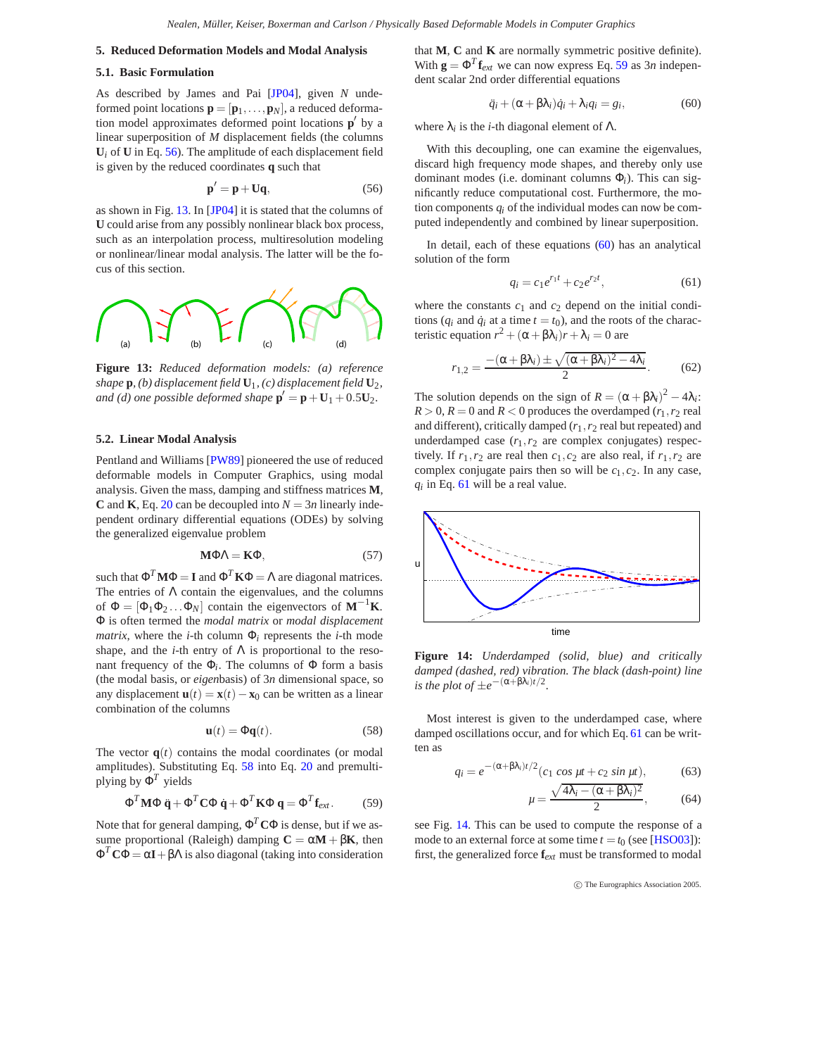## 5. Reduced Deformation Models and Modal Analysis

### 5.1. Basic Formulation

As described by James and Pai [JP04], given $N$ undeformed point locations $\mathbf{p} = [\mathbf{p}_1, \ldots, \mathbf{p}_N]$, a reduced deformation model approximates deformed point locations $\mathbf{p}'$ by a linear superposition of $M$ displacement fields (the columns $\mathbf{U}_i$ of $\mathbf{U}$ in Eq. 56). The amplitude of each displacement field is given by the reduced coordinates $\mathbf{q}$ such that

$$\mathbf{p}' = \mathbf{p} + \mathbf{U}\mathbf{q}, \tag{56}$$

as shown in Fig. 13. In [JP04] it is stated that the columns of $\mathbf{U}$ could arise from any possibly nonlinear black box process, such as an interpolation process, multiresolution modeling or nonlinear/linear modal analysis. The latter will be the focus of this section.

**Figure 13:** *Reduced deformation models: (a) reference shape* $\mathbf{p}$*, (b) displacement field* $\mathbf{U}_1$*, (c) displacement field* $\mathbf{U}_2$*, and (d) one possible deformed shape* $\mathbf{p}' = \mathbf{p} + \mathbf{U}_1 + 0.5\mathbf{U}_2$*.*

### 5.2. Linear Modal Analysis

Pentland and Williams [PW89] pioneered the use of reduced deformable models in Computer Graphics, using modal analysis. Given the mass, damping and stiffness matrices $\mathbf{M}$, $\mathbf{C}$ and $\mathbf{K}$, Eq. 20 can be decoupled into $N = 3n$ linearly independent ordinary differential equations (ODEs) by solving the generalized eigenvalue problem

$$\mathbf{M}\Phi\Lambda = \mathbf{K}\Phi, \tag{57}$$

such that $\Phi^T\mathbf{M}\Phi = \mathbf{I}$ and $\Phi^T\mathbf{K}\Phi = \Lambda$ are diagonal matrices. The entries of $\Lambda$ contain the eigenvalues, and the columns of $\Phi = [\Phi_1\Phi_2\ldots\Phi_N]$ contain the eigenvectors of $\mathbf{M}^{-1}\mathbf{K}$. $\Phi$ is often termed the *modal matrix* or *modal displacement matrix*, where the $i$-th column $\Phi_i$ represents the $i$-th mode shape, and the $i$-th entry of $\Lambda$ is proportional to the resonant frequency of the $\Phi_i$. The columns of $\Phi$ form a basis (the modal basis, or *eigen*basis) of $3n$ dimensional space, so any displacement $\mathbf{u}(t) = \mathbf{x}(t) - \mathbf{x}_0$ can be written as a linear combination of the columns

$$\mathbf{u}(t) = \Phi\mathbf{q}(t). \tag{58}$$

The vector $\mathbf{q}(t)$ contains the modal coordinates (or modal amplitudes). Substituting Eq. 58 into Eq. 20 and premultiplying by $\Phi^T$ yields

$$\Phi^T\mathbf{M}\Phi\,\ddot{\mathbf{q}} + \Phi^T\mathbf{C}\Phi\,\dot{\mathbf{q}} + \Phi^T\mathbf{K}\Phi\,\mathbf{q} = \Phi^T\mathbf{f}_{ext}. \tag{59}$$

Note that for general damping, $\Phi^T\mathbf{C}\Phi$ is dense, but if we assume proportional (Raleigh) damping $\mathbf{C} = \alpha\mathbf{M} + \beta\mathbf{K}$, then $\Phi^T\mathbf{C}\Phi = \alpha\mathbf{I} + \beta\Lambda$ is also diagonal (taking into consideration that $\mathbf{M}$, $\mathbf{C}$ and $\mathbf{K}$ are normally symmetric positive definite). With $\mathbf{g} = \Phi^T\mathbf{f}_{ext}$ we can now express Eq. 59 as $3n$ independent scalar 2nd order differential equations

$$\ddot{q}_i + (\alpha + \beta\lambda_i)\dot{q}_i + \lambda_i q_i = g_i, \tag{60}$$

where $\lambda_i$ is the $i$-th diagonal element of $\Lambda$.

With this decoupling, one can examine the eigenvalues, discard high frequency mode shapes, and thereby only use dominant modes (i.e. dominant columns $\Phi_i$). This can significantly reduce computational cost. Furthermore, the motion components $q_i$ of the individual modes can now be computed independently and combined by linear superposition.

In detail, each of these equations (60) has an analytical solution of the form

$$q_i = c_1 e^{r_1 t} + c_2 e^{r_2 t}, \tag{61}$$

where the constants $c_1$ and $c_2$ depend on the initial conditions ($q_i$ and $\dot{q}_i$ at a time $t = t_0$), and the roots of the characteristic equation $r^2 + (\alpha + \beta\lambda_i)r + \lambda_i = 0$ are

$$r_{1,2} = \frac{-(\alpha + \beta\lambda_i) \pm \sqrt{(\alpha + \beta\lambda_i)^2 - 4\lambda_i}}{2}. \tag{62}$$

The solution depends on the sign of $R = (\alpha + \beta\lambda_i)^2 - 4\lambda_i$: $R > 0$, $R = 0$ and $R < 0$ produces the overdamped ($r_1, r_2$ real and different), critically damped ($r_1, r_2$ real but repeated) and underdamped case ($r_1, r_2$ are complex conjugates) respectively. If $r_1, r_2$ are real then $c_1, c_2$ are also real, if $r_1, r_2$ are complex conjugate pairs then so will be $c_1, c_2$. In any case, $q_i$ in Eq. 61 will be a real value.

**Figure 14:** *Underdamped (solid, blue) and critically damped (dashed, red) vibration. The black (dash-point) line is the plot of* $\pm e^{-(\alpha+\beta\lambda_i)t/2}$*.*

Most interest is given to the underdamped case, where damped oscillations occur, and for which Eq. 61 can be written as

$$q_i = e^{-(\alpha+\beta\lambda_i)t/2}(c_1 \cos \mu t + c_2 \sin \mu t), \tag{63}$$

$$\mu = \frac{\sqrt{4\lambda_i - (\alpha + \beta\lambda_i)^2}}{2}, \tag{64}$$

see Fig. 14. This can be used to compute the response of a mode to an external force at some time $t = t_0$ (see [HSO03]): first, the generalized force $\mathbf{f}_{ext}$ must be transformed to modal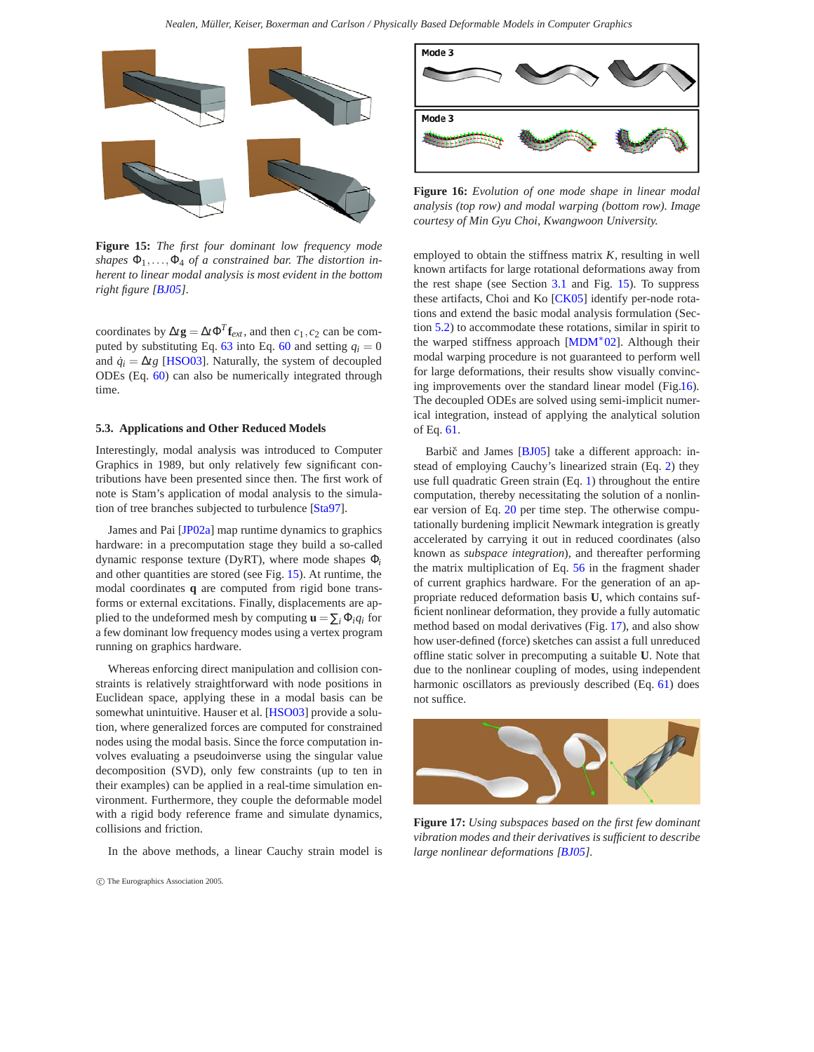**Figure 15:** *The first four dominant low frequency mode shapes $\Phi_1, \ldots, \Phi_4$ of a constrained bar. The distortion inherent to linear modal analysis is most evident in the bottom right figure [BJ05].*

coordinates by $\Delta t\mathbf{g} = \Delta t \Phi^T \mathbf{f}_{ext}$, and then $c_1, c_2$ can be computed by substituting Eq. 63 into Eq. 60 and setting $q_i = 0$ and $\dot{q}_i = \Delta t g$ [HSO03]. Naturally, the system of decoupled ODEs (Eq. 60) can also be numerically integrated through time.

### 5.3. Applications and Other Reduced Models

Interestingly, modal analysis was introduced to Computer Graphics in 1989, but only relatively few significant contributions have been presented since then. The first work of note is Stam's application of modal analysis to the simulation of tree branches subjected to turbulence [Sta97].

James and Pai [JP02a] map runtime dynamics to graphics hardware: in a precomputation stage they build a so-called dynamic response texture (DyRT), where mode shapes $\Phi_i$ and other quantities are stored (see Fig. 15). At runtime, the modal coordinates $\mathbf{q}$ are computed from rigid bone transforms or external excitations. Finally, displacements are applied to the undeformed mesh by computing $\mathbf{u} = \sum_i \Phi_i q_i$ for a few dominant low frequency modes using a vertex program running on graphics hardware.

Whereas enforcing direct manipulation and collision constraints is relatively straightforward with node positions in Euclidean space, applying these in a modal basis can be somewhat unintuitive. Hauser et al. [HSO03] provide a solution, where generalized forces are computed for constrained nodes using the modal basis. Since the force computation involves evaluating a pseudoinverse using the singular value decomposition (SVD), only few constraints (up to ten in their examples) can be applied in a real-time simulation environment. Furthermore, they couple the deformable model with a rigid body reference frame and simulate dynamics, collisions and friction.

In the above methods, a linear Cauchy strain model is employed to obtain the stiffness matrix $K$, resulting in well known artifacts for large rotational deformations away from the rest shape (see Section 3.1 and Fig. 15). To suppress these artifacts, Choi and Ko [CK05] identify per-node rotations and extend the basic modal analysis formulation (Section 5.2) to accommodate these rotations, similar in spirit to the warped stiffness approach [MDM*02]. Although their modal warping procedure is not guaranteed to perform well for large deformations, their results show visually convincing improvements over the standard linear model (Fig.16). The decoupled ODEs are solved using semi-implicit numerical integration, instead of applying the analytical solution of Eq. 61.

**Figure 16:** *Evolution of one mode shape in linear modal analysis (top row) and modal warping (bottom row). Image courtesy of Min Gyu Choi, Kwangwoon University.*

Barbič and James [BJ05] take a different approach: instead of employing Cauchy's linearized strain (Eq. 2) they use full quadratic Green strain (Eq. 1) throughout the entire computation, thereby necessitating the solution of a nonlinear version of Eq. 20 per time step. The otherwise computationally burdening implicit Newmark integration is greatly accelerated by carrying it out in reduced coordinates (also known as *subspace integration*), and thereafter performing the matrix multiplication of Eq. 56 in the fragment shader of current graphics hardware. For the generation of an appropriate reduced deformation basis $\mathbf{U}$, which contains sufficient nonlinear deformation, they provide a fully automatic method based on modal derivatives (Fig. 17), and also show how user-defined (force) sketches can assist a full unreduced offline static solver in precomputing a suitable $\mathbf{U}$. Note that due to the nonlinear coupling of modes, using independent harmonic oscillators as previously described (Eq. 61) does not suffice.

**Figure 17:** *Using subspaces based on the first few dominant vibration modes and their derivatives is sufficient to describe large nonlinear deformations [BJ05].*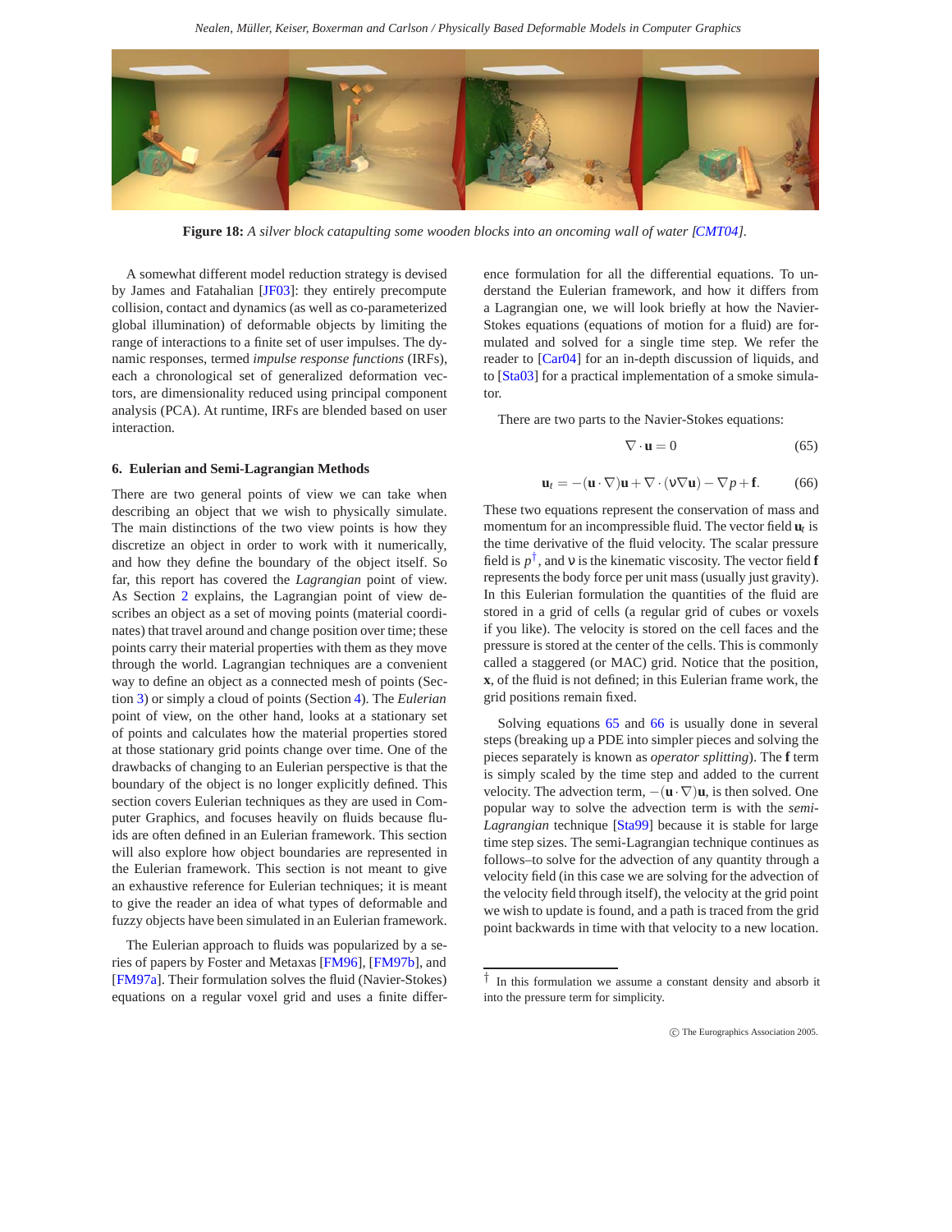**Figure 18:** *A silver block catapulting some wooden blocks into an oncoming wall of water [CMT04].*

A somewhat different model reduction strategy is devised by James and Fatahalian [JF03]: they entirely precompute collision, contact and dynamics (as well as co-parameterized global illumination) of deformable objects by limiting the range of interactions to a finite set of user impulses. The dynamic responses, termed *impulse response functions* (IRFs), each a chronological set of generalized deformation vectors, are dimensionality reduced using principal component analysis (PCA). At runtime, IRFs are blended based on user interaction.

## 6. Eulerian and Semi-Lagrangian Methods

There are two general points of view we can take when describing an object that we wish to physically simulate. The main distinctions of the two view points is how they discretize an object in order to work with it numerically, and how they define the boundary of the object itself. So far, this report has covered the *Lagrangian* point of view. As Section 2 explains, the Lagrangian point of view describes an object as a set of moving points (material coordinates) that travel around and change position over time; these points carry their material properties with them as they move through the world. Lagrangian techniques are a convenient way to define an object as a connected mesh of points (Section 3) or simply a cloud of points (Section 4). The *Eulerian* point of view, on the other hand, looks at a stationary set of points and calculates how the material properties stored at those stationary grid points change over time. One of the drawbacks of changing to an Eulerian perspective is that the boundary of the object is no longer explicitly defined. This section covers Eulerian techniques as they are used in Computer Graphics, and focuses heavily on fluids because fluids are often defined in an Eulerian framework. This section will also explore how object boundaries are represented in the Eulerian framework. This section is not meant to give an exhaustive reference for Eulerian techniques; it is meant to give the reader an idea of what types of deformable and fuzzy objects have been simulated in an Eulerian framework.

The Eulerian approach to fluids was popularized by a series of papers by Foster and Metaxas [FM96], [FM97b], and [FM97a]. Their formulation solves the fluid (Navier-Stokes) equations on a regular voxel grid and uses a finite difference formulation for all the differential equations. To understand the Eulerian framework, and how it differs from a Lagrangian one, we will look briefly at how the Navier-Stokes equations (equations of motion for a fluid) are formulated and solved for a single time step. We refer the reader to [Car04] for an in-depth discussion of liquids, and to [Sta03] for a practical implementation of a smoke simulator.

There are two parts to the Navier-Stokes equations:

$$\nabla \cdot \mathbf{u} = 0 \tag{65}$$

$$\mathbf{u}_t = -(\mathbf{u} \cdot \nabla)\mathbf{u} + \nabla \cdot (\nu \nabla \mathbf{u}) - \nabla p + \mathbf{f}. \tag{66}$$

These two equations represent the conservation of mass and momentum for an incompressible fluid. The vector field $\mathbf{u}_t$ is the time derivative of the fluid velocity. The scalar pressure field is $p$[†], and $\nu$ is the kinematic viscosity. The vector field $\mathbf{f}$ represents the body force per unit mass (usually just gravity). In this Eulerian formulation the quantities of the fluid are stored in a grid of cells (a regular grid of cubes or voxels if you like). The velocity is stored on the cell faces and the pressure is stored at the center of the cells. This is commonly called a staggered (or MAC) grid. Notice that the position, $\mathbf{x}$, of the fluid is not defined; in this Eulerian frame work, the grid positions remain fixed.

Solving equations 65 and 66 is usually done in several steps (breaking up a PDE into simpler pieces and solving the pieces separately is known as *operator splitting*). The $\mathbf{f}$ term is simply scaled by the time step and added to the current velocity. The advection term, $-(\mathbf{u} \cdot \nabla)\mathbf{u}$, is then solved. One popular way to solve the advection term is with the *semi-Lagrangian* technique [Sta99] because it is stable for large time step sizes. The semi-Lagrangian technique continues as follows–to solve for the advection of any quantity through a velocity field (in this case we are solving for the advection of the velocity field through itself), the velocity at the grid point we wish to update is found, and a path is traced from the grid point backwards in time with that velocity to a new location.

---

[†] In this formulation we assume a constant density and absorb it into the pressure term for simplicity.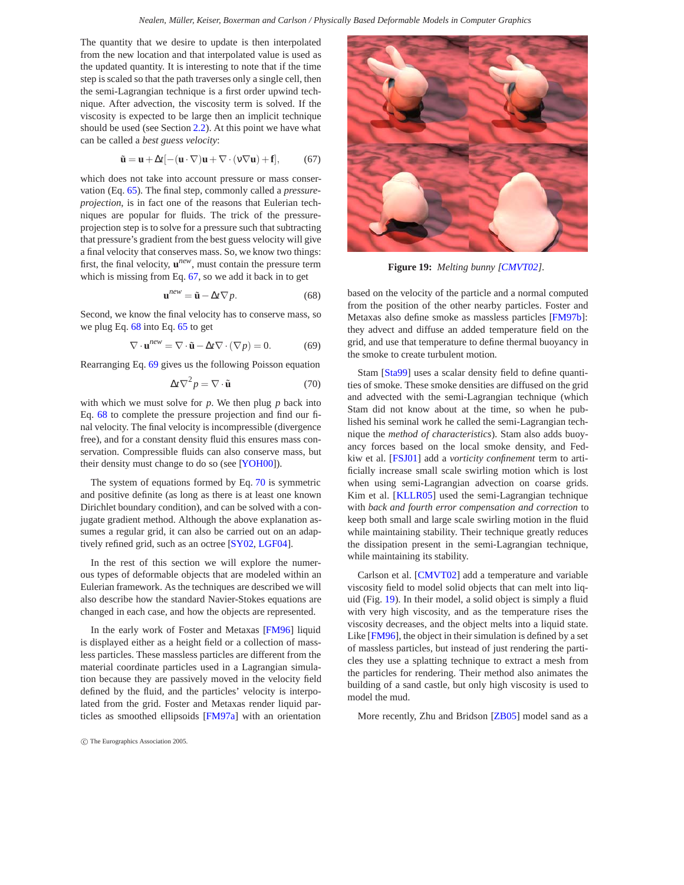The quantity that we desire to update is then interpolated from the new location and that interpolated value is used as the updated quantity. It is interesting to note that if the time step is scaled so that the path traverses only a single cell, then the semi-Lagrangian technique is a first order upwind technique. After advection, the viscosity term is solved. If the viscosity is expected to be large then an implicit technique should be used (see Section 2.2). At this point we have what can be called a *best guess velocity*:

$$\tilde{\mathbf{u}} = \mathbf{u} + \Delta t[-(\mathbf{u}\cdot\nabla)\mathbf{u} + \nabla\cdot(\nu\nabla\mathbf{u}) + \mathbf{f}], \qquad (67)$$

which does not take into account pressure or mass conservation (Eq. 65). The final step, commonly called a *pressure-projection*, is in fact one of the reasons that Eulerian techniques are popular for fluids. The trick of the pressure-projection step is to solve for a pressure such that subtracting that pressure's gradient from the best guess velocity will give a final velocity that conserves mass. So, we know two things: first, the final velocity, $\mathbf{u}^{new}$, must contain the pressure term which is missing from Eq. 67, so we add it back in to get

$$\mathbf{u}^{new} = \tilde{\mathbf{u}} - \Delta t\nabla p. \qquad (68)$$

Second, we know the final velocity has to conserve mass, so we plug Eq. 68 into Eq. 65 to get

$$\nabla\cdot\mathbf{u}^{new} = \nabla\cdot\tilde{\mathbf{u}} - \Delta t\nabla\cdot(\nabla p) = 0. \qquad (69)$$

Rearranging Eq. 69 gives us the following Poisson equation

$$\Delta t\nabla^2 p = \nabla\cdot\tilde{\mathbf{u}} \qquad (70)$$

with which we must solve for $p$. We then plug $p$ back into Eq. 68 to complete the pressure projection and find our final velocity. The final velocity is incompressible (divergence free), and for a constant density fluid this ensures mass conservation. Compressible fluids can also conserve mass, but their density must change to do so (see [YOH00]).

The system of equations formed by Eq. 70 is symmetric and positive definite (as long as there is at least one known Dirichlet boundary condition), and can be solved with a conjugate gradient method. Although the above explanation assumes a regular grid, it can also be carried out on an adaptively refined grid, such as an octree [SY02, LGF04].

In the rest of this section we will explore the numerous types of deformable objects that are modeled within an Eulerian framework. As the techniques are described we will also describe how the standard Navier-Stokes equations are changed in each case, and how the objects are represented.

In the early work of Foster and Metaxas [FM96] liquid is displayed either as a height field or a collection of massless particles. These massless particles are different from the material coordinate particles used in a Lagrangian simulation because they are passively moved in the velocity field defined by the fluid, and the particles' velocity is interpolated from the grid. Foster and Metaxas render liquid particles as smoothed ellipsoids [FM97a] with an orientation based on the velocity of the particle and a normal computed from the position of the other nearby particles. Foster and Metaxas also define smoke as massless particles [FM97b]: they advect and diffuse an added temperature field on the grid, and use that temperature to define thermal buoyancy in the smoke to create turbulent motion.

**Figure 19:** *Melting bunny [CMVT02].*

Stam [Sta99] uses a scalar density field to define quantities of smoke. These smoke densities are diffused on the grid and advected with the semi-Lagrangian technique (which Stam did not know about at the time, so when he published his seminal work he called the semi-Lagrangian technique the *method of characteristics*). Stam also adds buoyancy forces based on the local smoke density, and Fedkiw et al. [FSJ01] add a *vorticity confinement* term to artificially increase small scale swirling motion which is lost when using semi-Lagrangian advection on coarse grids. Kim et al. [KLLR05] used the semi-Lagrangian technique with *back and fourth error compensation and correction* to keep both small and large scale swirling motion in the fluid while maintaining stability. Their technique greatly reduces the dissipation present in the semi-Lagrangian technique, while maintaining its stability.

Carlson et al. [CMVT02] add a temperature and variable viscosity field to model solid objects that can melt into liquid (Fig. 19). In their model, a solid object is simply a fluid with very high viscosity, and as the temperature rises the viscosity decreases, and the object melts into a liquid state. Like [FM96], the object in their simulation is defined by a set of massless particles, but instead of just rendering the particles they use a splatting technique to extract a mesh from the particles for rendering. Their method also animates the building of a sand castle, but only high viscosity is used to model the mud.

More recently, Zhu and Bridson [ZB05] model sand as a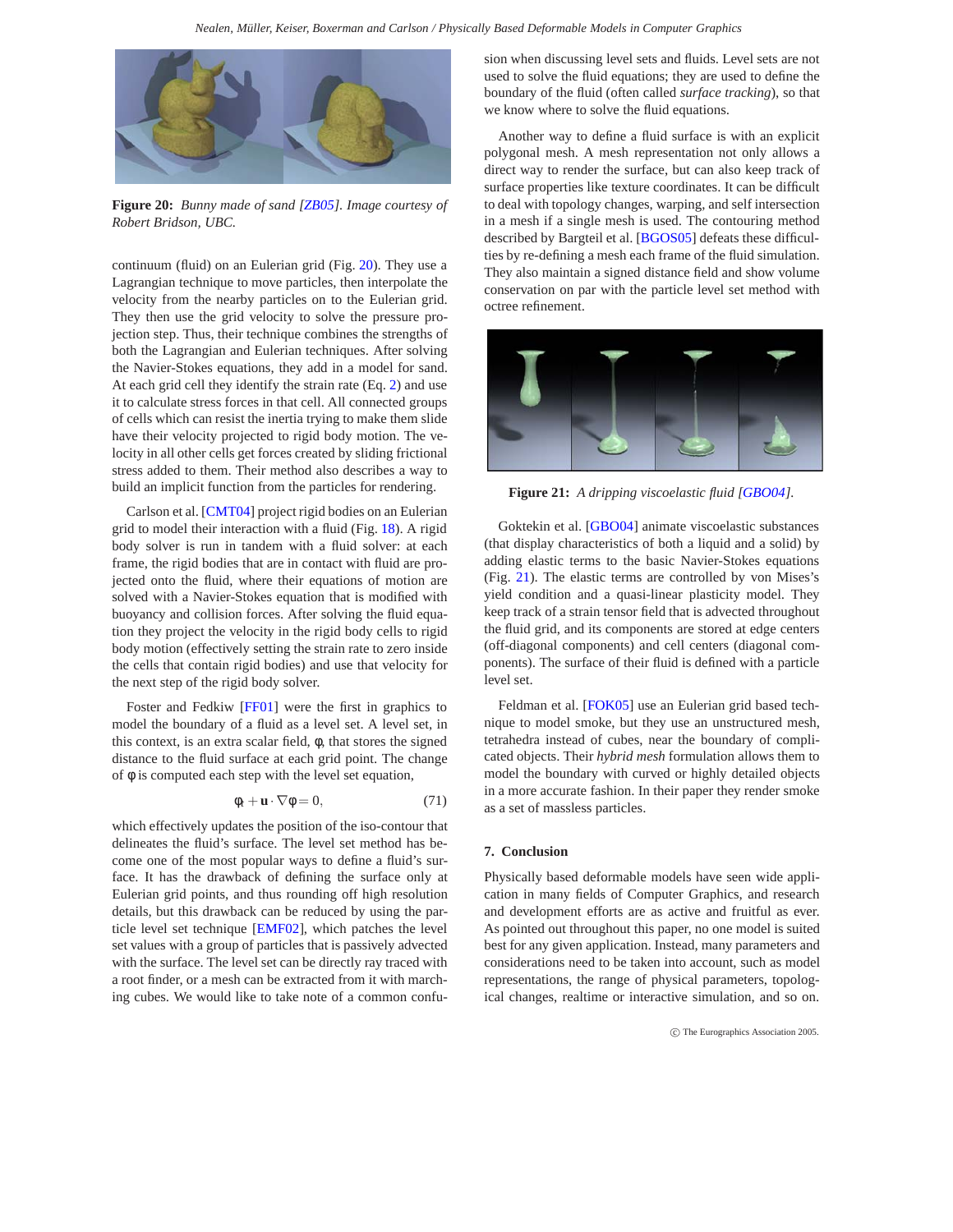Figure 20: *Bunny made of sand [ZB05]. Image courtesy of Robert Bridson, UBC.*

continuum (fluid) on an Eulerian grid (Fig. 20). They use a Lagrangian technique to move particles, then interpolate the velocity from the nearby particles on to the Eulerian grid. They then use the grid velocity to solve the pressure projection step. Thus, their technique combines the strengths of both the Lagrangian and Eulerian techniques. After solving the Navier-Stokes equations, they add in a model for sand. At each grid cell they identify the strain rate (Eq. 2) and use it to calculate stress forces in that cell. All connected groups of cells which can resist the inertia trying to make them slide have their velocity projected to rigid body motion. The velocity in all other cells get forces created by sliding frictional stress added to them. Their method also describes a way to build an implicit function from the particles for rendering.

Carlson et al. [CMT04] project rigid bodies on an Eulerian grid to model their interaction with a fluid (Fig. 18). A rigid body solver is run in tandem with a fluid solver: at each frame, the rigid bodies that are in contact with fluid are projected onto the fluid, where their equations of motion are solved with a Navier-Stokes equation that is modified with buoyancy and collision forces. After solving the fluid equation they project the velocity in the rigid body cells to rigid body motion (effectively setting the strain rate to zero inside the cells that contain rigid bodies) and use that velocity for the next step of the rigid body solver.

Foster and Fedkiw [FF01] were the first in graphics to model the boundary of a fluid as a level set. A level set, in this context, is an extra scalar field, $\phi$, that stores the signed distance to the fluid surface at each grid point. The change of $\phi$ is computed each step with the level set equation,

$$\phi_t + \mathbf{u} \cdot \nabla \phi = 0, \qquad (71)$$

which effectively updates the position of the iso-contour that delineates the fluid's surface. The level set method has become one of the most popular ways to define a fluid's surface. It has the drawback of defining the surface only at Eulerian grid points, and thus rounding off high resolution details, but this drawback can be reduced by using the particle level set technique [EMF02], which patches the level set values with a group of particles that is passively advected with the surface. The level set can be directly ray traced with a root finder, or a mesh can be extracted from it with marching cubes. We would like to take note of a common confusion when discussing level sets and fluids. Level sets are not used to solve the fluid equations; they are used to define the boundary of the fluid (often called *surface tracking*), so that we know where to solve the fluid equations.

Another way to define a fluid surface is with an explicit polygonal mesh. A mesh representation not only allows a direct way to render the surface, but can also keep track of surface properties like texture coordinates. It can be difficult to deal with topology changes, warping, and self intersection in a mesh if a single mesh is used. The contouring method described by Bargteil et al. [BGOS05] defeats these difficulties by re-defining a mesh each frame of the fluid simulation. They also maintain a signed distance field and show volume conservation on par with the particle level set method with octree refinement.

Figure 21: *A dripping viscoelastic fluid [GBO04].*

Goktekin et al. [GBO04] animate viscoelastic substances (that display characteristics of both a liquid and a solid) by adding elastic terms to the basic Navier-Stokes equations (Fig. 21). The elastic terms are controlled by von Mises's yield condition and a quasi-linear plasticity model. They keep track of a strain tensor field that is advected throughout the fluid grid, and its components are stored at edge centers (off-diagonal components) and cell centers (diagonal components). The surface of their fluid is defined with a particle level set.

Feldman et al. [FOK05] use an Eulerian grid based technique to model smoke, but they use an unstructured mesh, tetrahedra instead of cubes, near the boundary of complicated objects. Their *hybrid mesh* formulation allows them to model the boundary with curved or highly detailed objects in a more accurate fashion. In their paper they render smoke as a set of massless particles.

## 7. Conclusion

Physically based deformable models have seen wide application in many fields of Computer Graphics, and research and development efforts are as active and fruitful as ever. As pointed out throughout this paper, no one model is suited best for any given application. Instead, many parameters and considerations need to be taken into account, such as model representations, the range of physical parameters, topological changes, realtime or interactive simulation, and so on.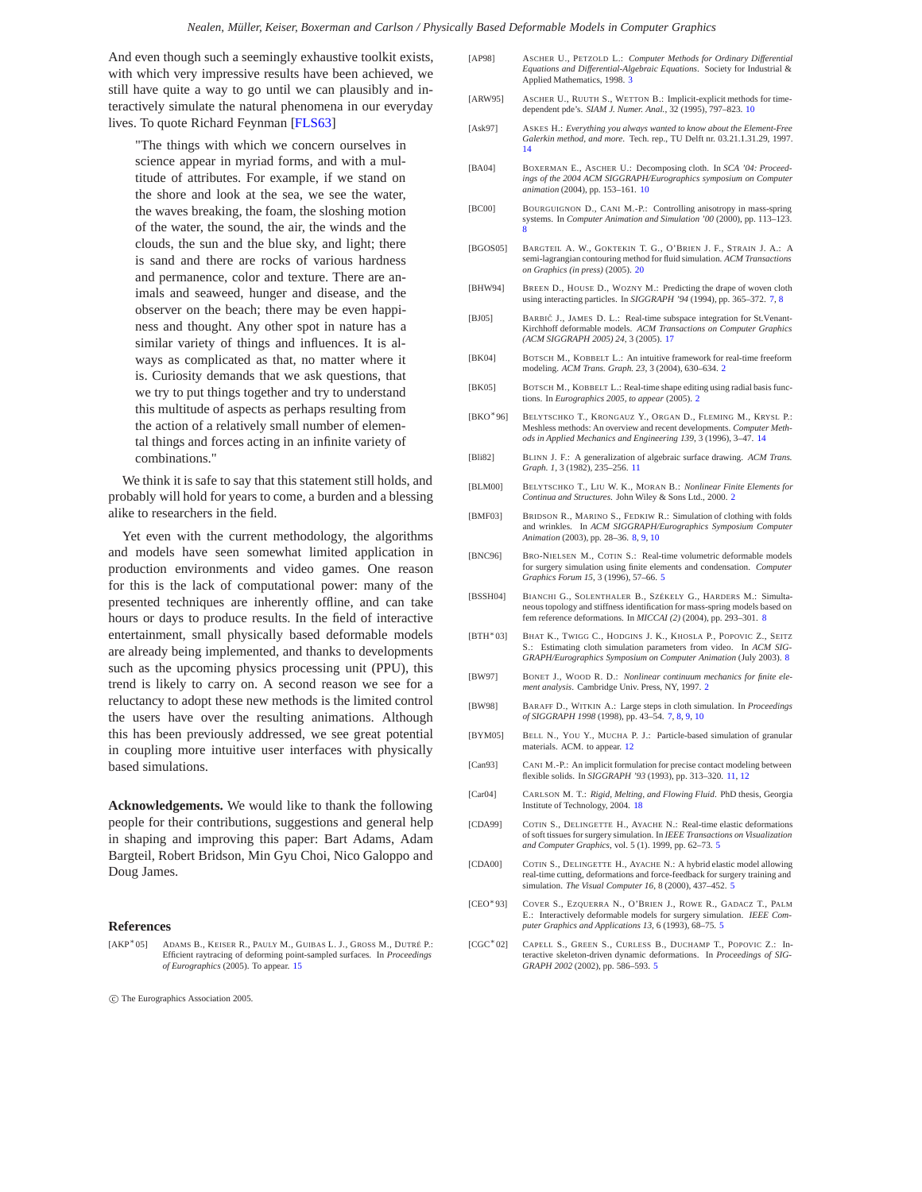And even though such a seemingly exhaustive toolkit exists, with which very impressive results have been achieved, we still have quite a way to go until we can plausibly and interactively simulate the natural phenomena in our everyday lives. To quote Richard Feynman [FLS63]

> "The things with which we concern ourselves in science appear in myriad forms, and with a multitude of attributes. For example, if we stand on the shore and look at the sea, we see the water, the waves breaking, the foam, the sloshing motion of the water, the sound, the air, the winds and the clouds, the sun and the blue sky, and light; there is sand and there are rocks of various hardness and permanence, color and texture. There are animals and seaweed, hunger and disease, and the observer on the beach; there may be even happiness and thought. Any other spot in nature has a similar variety of things and influences. It is always as complicated as that, no matter where it is. Curiosity demands that we ask questions, that we try to put things together and try to understand this multitude of aspects as perhaps resulting from the action of a relatively small number of elemental things and forces acting in an infinite variety of combinations."

We think it is safe to say that this statement still holds, and probably will hold for years to come, a burden and a blessing alike to researchers in the field.

Yet even with the current methodology, the algorithms and models have seen somewhat limited application in production environments and video games. One reason for this is the lack of computational power: many of the presented techniques are inherently offline, and can take hours or days to produce results. In the field of interactive entertainment, small physically based deformable models are already being implemented, and thanks to developments such as the upcoming physics processing unit (PPU), this trend is likely to carry on. A second reason we see for a reluctancy to adopt these new methods is the limited control the users have over the resulting animations. Although this has been previously addressed, we see great potential in coupling more intuitive user interfaces with physically based simulations.

**Acknowledgements.** We would like to thank the following people for their contributions, suggestions and general help in shaping and improving this paper: Bart Adams, Adam Bargteil, Robert Bridson, Min Gyu Choi, Nico Galoppo and Doug James.

## References

[AKP*05] Adams B., Keiser R., Pauly M., Guibas L. J., Gross M., Dutré P.: Efficient raytracing of deforming point-sampled surfaces. In *Proceedings of Eurographics* (2005). To appear. 15

[AP98] Ascher U., Petzold L.: *Computer Methods for Ordinary Differential Equations and Differential-Algebraic Equations*. Society for Industrial & Applied Mathematics, 1998. 3

[ARW95] Ascher U., Ruuth S., Wetton B.: Implicit-explicit methods for time-dependent pde's. *SIAM J. Numer. Anal., 32* (1995), 797–823. 10

[Ask97] Askes H.: *Everything you always wanted to know about the Element-Free Galerkin method, and more*. Tech. rep., TU Delft nr. 03.21.1.31.29, 1997. 14

[BA04] Boxerman E., Ascher U.: Decomposing cloth. In *SCA '04: Proceedings of the 2004 ACM SIGGRAPH/Eurographics symposium on Computer animation* (2004), pp. 153–161. 10

[BC00] Bourguignon D., Cani M.-P.: Controlling anisotropy in mass-spring systems. In *Computer Animation and Simulation '00* (2000), pp. 113–123. 8

[BGOS05] Bargteil A. W., Goktekin T. G., O'Brien J. F., Strain J. A.: A semi-lagrangian contouring method for fluid simulation. *ACM Transactions on Graphics (in press)* (2005). 20

[BHW94] Breen D., House D., Wozny M.: Predicting the drape of woven cloth using interacting particles. In *SIGGRAPH '94* (1994), pp. 365–372. 7, 8

[BJ05] Barbič J., James D. L.: Real-time subspace integration for St.Venant-Kirchhoff deformable models. *ACM Transactions on Computer Graphics (ACM SIGGRAPH 2005) 24*, 3 (2005). 17

[BK04] Botsch M., Kobbelt L.: An intuitive framework for real-time freeform modeling. *ACM Trans. Graph. 23*, 3 (2004), 630–634. 2

[BK05] Botsch M., Kobbelt L.: Real-time shape editing using radial basis functions. In *Eurographics 2005, to appear* (2005). 2

[BKO*96] Belytschko T., Krongauz Y., Organ D., Fleming M., Krysl P.: Meshless methods: An overview and recent developments. *Computer Methods in Applied Mechanics and Engineering 139*, 3 (1996), 3–47. 14

[Bli82] Blinn J. F.: A generalization of algebraic surface drawing. *ACM Trans. Graph. 1*, 3 (1982), 235–256. 11

[BLM00] Belytschko T., Liu W. K., Moran B.: *Nonlinear Finite Elements for Continua and Structures*. John Wiley & Sons Ltd., 2000. 2

[BMF03] Bridson R., Marino S., Fedkiw R.: Simulation of clothing with folds and wrinkles. In *ACM SIGGRAPH/Eurographics Symposium Computer Animation* (2003), pp. 28–36. 8, 9, 10

[BNC96] Bro-Nielsen M., Cotin S.: Real-time volumetric deformable models for surgery simulation using finite elements and condensation. *Computer Graphics Forum 15*, 3 (1996), 57–66. 5

[BSSH04] Bianchi G., Solenthaler B., Székely G., Harders M.: Simultaneous topology and stiffness identification for mass-spring models based on fem reference deformations. In *MICCAI (2)* (2004), pp. 293–301. 8

[BTH*03] Bhat K., Twigg C., Hodgins J. K., Khosla P., Popovic Z., Seitz S.: Estimating cloth simulation parameters from video. In *ACM SIGGRAPH/Eurographics Symposium on Computer Animation* (July 2003). 8

[BW97] Bonet J., Wood R. D.: *Nonlinear continuum mechanics for finite element analysis*. Cambridge Univ. Press, NY, 1997. 2

[BW98] Baraff D., Witkin A.: Large steps in cloth simulation. In *Proceedings of SIGGRAPH 1998* (1998), pp. 43–54. 7, 8, 9, 10

[BYM05] Bell N., You Y., Mucha P. J.: Particle-based simulation of granular materials. ACM. to appear. 12

[Can93] Cani M.-P.: An implicit formulation for precise contact modeling between flexible solids. In *SIGGRAPH '93* (1993), pp. 313–320. 11, 12

[Car04] Carlson M. T.: *Rigid, Melting, and Flowing Fluid*. PhD thesis, Georgia Institute of Technology, 2004. 18

[CDA99] Cotin S., Delingette H., Ayache N.: Real-time elastic deformations of soft tissues for surgery simulation. In *IEEE Transactions on Visualization and Computer Graphics*, vol. 5 (1). 1999, pp. 62–73. 5

[CDA00] Cotin S., Delingette H., Ayache N.: A hybrid elastic model allowing real-time cutting, deformations and force-feedback for surgery training and simulation. *The Visual Computer 16*, 8 (2000), 437–452. 5

[CEO*93] Cover S., Ezquerra N., O'Brien J., Rowe R., Gadacz T., Palm E.: Interactively deformable models for surgery simulation. *IEEE Computer Graphics and Applications 13*, 6 (1993), 68–75. 5

[CGC*02] Capell S., Green S., Curless B., Duchamp T., Popovic Z.: Interactive skeleton-driven dynamic deformations. In *Proceedings of SIGGRAPH 2002* (2002), pp. 586–593. 5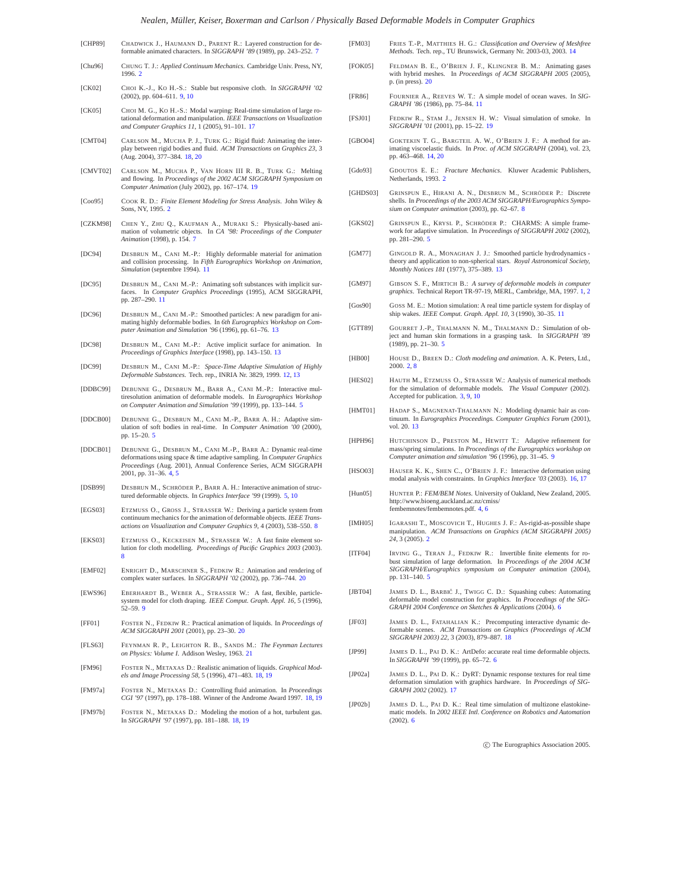[CHP89] Chadwick J., Haumann D., Parent R.: Layered construction for deformable animated characters. In *SIGGRAPH '89* (1989), pp. 243–252. 7

[Chu96] Chung T. J.: *Applied Continuum Mechanics*. Cambridge Univ. Press, NY, 1996. 2

[CK02] Choi K.-J., Ko H.-S.: Stable but responsive cloth. In *SIGGRAPH '02* (2002), pp. 604–611. 9, 10

[CK05] Choi M. G., Ko H.-S.: Modal warping: Real-time simulation of large rotational deformation and manipulation. *IEEE Transactions on Visualization and Computer Graphics 11*, 1 (2005), 91–101. 17

[CMT04] Carlson M., Mucha P. J., Turk G.: Rigid fluid: Animating the interplay between rigid bodies and fluid. *ACM Transactions on Graphics 23*, 3 (Aug. 2004), 377–384. 18, 20

[CMVT02] Carlson M., Mucha P., Van Horn III R. B., Turk G.: Melting and flowing. In *Proceedings of the 2002 ACM SIGGRAPH Symposium on Computer Animation* (July 2002), pp. 167–174. 19

[Coo95] Cook R. D.: *Finite Element Modeling for Stress Analysis*. John Wiley & Sons, NY, 1995. 2

[CZKM98] Chen Y., Zhu Q., Kaufman A., Muraki S.: Physically-based animation of volumetric objects. In *CA '98: Proceedings of the Computer Animation* (1998), p. 154. 7

[DC94] Desbrun M., Cani M.-P.: Highly deformable material for animation and collision processing. In *Fifth Eurographics Workshop on Animation, Simulation* (septembre 1994). 11

[DC95] Desbrun M., Cani M.-P.: Animating soft substances with implicit surfaces. In *Computer Graphics Proceedings* (1995), ACM SIGGRAPH, pp. 287–290. 11

[DC96] Desbrun M., Cani M.-P.: Smoothed particles: A new paradigm for animating highly deformable bodies. In *6th Eurographics Workshop on Computer Animation and Simulation '96* (1996), pp. 61–76. 13

[DC98] Desbrun M., Cani M.-P.: Active implicit surface for animation. In *Proceedings of Graphics Interface* (1998), pp. 143–150. 13

[DC99] Desbrun M., Cani M.-P.: *Space-Time Adaptive Simulation of Highly Deformable Substances*. Tech. rep., INRIA Nr. 3829, 1999. 12, 13

[DDBC99] Debunne G., Desbrun M., Barr A., Cani M.-P.: Interactive multiresolution animation of deformable models. In *Eurographics Workshop on Computer Animation and Simulation '99* (1999), pp. 133–144. 5

[DDCB00] Debunne G., Desbrun M., Cani M.-P., Barr A. H.: Adaptive simulation of soft bodies in real-time. In *Computer Animation '00* (2000), pp. 15–20. 5

[DDCB01] Debunne G., Desbrun M., Cani M.-P., Barr A.: Dynamic real-time deformations using space & time adaptive sampling. In *Computer Graphics Proceedings* (Aug. 2001), Annual Conference Series, ACM SIGGRAPH 2001, pp. 31–36. 4, 5

[DSB99] Desbrun M., Schröder P., Barr A. H.: Interactive animation of structured deformable objects. In *Graphics Interface '99* (1999). 5, 10

[EGS03] Etzmuss O., Gross J., Strasser W.: Deriving a particle system from continuum mechanics for the animation of deformable objects. *IEEE Transactions on Visualization and Computer Graphics 9*, 4 (2003), 538–550. 8

[EKS03] Etzmuss O., Keckeisen M., Strasser W.: A fast finite element solution for cloth modelling. *Proceedings of Pacific Graphics 2003* (2003). 8

[EMF02] Enright D., Marschner S., Fedkiw R.: Animation and rendering of complex water surfaces. In *SIGGRAPH '02* (2002), pp. 736–744. 20

[EWS96] Eberhardt B., Weber A., Strasser W.: A fast, flexible, particle-system model for cloth draping. *IEEE Comput. Graph. Appl. 16*, 5 (1996), 52–59. 9

[FF01] Foster N., Fedkiw R.: Practical animation of liquids. In *Proceedings of ACM SIGGRAPH 2001* (2001), pp. 23–30. 20

[FLS63] Feynman R. P., Leighton R. B., Sands M.: *The Feynman Lectures on Physics: Volume I*. Addison Wesley, 1963. 21

[FM96] Foster N., Metaxas D.: Realistic animation of liquids. *Graphical Models and Image Processing 58*, 5 (1996), 471–483. 18, 19

[FM97a] Foster N., Metaxas D.: Controlling fluid animation. In *Proceedings CGI '97* (1997), pp. 178–188. Winner of the Androme Award 1997. 18, 19

[FM97b] Foster N., Metaxas D.: Modeling the motion of a hot, turbulent gas. In *SIGGRAPH '97* (1997), pp. 181–188. 18, 19

[FM03] Fries T.-P., Matthies H. G.: *Classification and Overview of Meshfree Methods*. Tech. rep., TU Brunswick, Germany Nr. 2003-03, 2003. 14

[FOK05] Feldman B. E., O'Brien J. F., Klingner B. M.: Animating gases with hybrid meshes. In *Proceedings of ACM SIGGRAPH 2005* (2005), p. (in press). 20

[FR86] Fournier A., Reeves W. T.: A simple model of ocean waves. In *SIGGRAPH '86* (1986), pp. 75–84. 11

[FSJ01] Fedkiw R., Stam J., Jensen H. W.: Visual simulation of smoke. In *SIGGRAPH '01* (2001), pp. 15–22. 19

[GBO04] Goktekin T. G., Bargteil A. W., O'Brien J. F.: A method for animating viscoelastic fluids. In *Proc. of ACM SIGGRAPH* (2004), vol. 23, pp. 463–468. 14, 20

[Gdo93] Gdoutos E. E.: *Fracture Mechanics*. Kluwer Academic Publishers, Netherlands, 1993. 2

[GHDS03] Grinspun E., Hirani A. N., Desbrun M., Schröder P.: Discrete shells. In *Proceedings of the 2003 ACM SIGGRAPH/Eurographics Symposium on Computer animation* (2003), pp. 62–67. 8

[GKS02] Grinspun E., Krysl P., Schröder P.: CHARMS: A simple framework for adaptive simulation. In *Proceedings of SIGGRAPH 2002* (2002), pp. 281–290. 5

[GM77] Gingold R. A., Monaghan J. J.: Smoothed particle hydrodynamics - theory and application to non-spherical stars. *Royal Astronomical Society, Monthly Notices 181* (1977), 375–389. 13

[GM97] Gibson S. F., Mirtich B.: *A survey of deformable models in computer graphics*. Technical Report TR-97-19, MERL, Cambridge, MA, 1997. 1, 2

[Gos90] Goss M. E.: Motion simulation: A real time particle system for display of ship wakes. *IEEE Comput. Graph. Appl. 10*, 3 (1990), 30–35. 11

[GTT89] Gourret J.-P., Thalmann N. M., Thalmann D.: Simulation of object and human skin formations in a grasping task. In *SIGGRAPH '89* (1989), pp. 21–30. 5

[HB00] House D., Breen D.: *Cloth modeling and animation*. A. K. Peters, Ltd., 2000. 2, 8

[HES02] Hauth M., Etzmuss O., Strasser W.: Analysis of numerical methods for the simulation of deformable models. *The Visual Computer* (2002). Accepted for publication. 3, 9, 10

[HMT01] Hadap S., Magnenat-Thalmann N.: Modeling dynamic hair as continuum. In *Eurographics Proceedings. Computer Graphics Forum* (2001), vol. 20. 13

[HPH96] Hutchinson D., Preston M., Hewitt T.: Adaptive refinement for mass/spring simulations. In *Proceedings of the Eurographics workshop on Computer animation and simulation '96* (1996), pp. 31–45. 9

[HSO03] Hauser K. K., Shen C., O'Brien J. F.: Interactive deformation using modal analysis with constraints. In *Graphics Interface '03* (2003). 16, 17

[Hun05] Hunter P.: *FEM/BEM Notes*. University of Oakland, New Zealand, 2005. http://www.bioeng.auckland.ac.nz/cmiss/fembemnotes/fembemnotes.pdf. 4, 6

[IMH05] Igarashi T., Moscovich T., Hughes J. F.: As-rigid-as-possible shape manipulation. *ACM Transactions on Graphics (ACM SIGGRAPH 2005) 24*, 3 (2005). 2

[ITF04] Irving G., Teran J., Fedkiw R.: Invertible finite elements for robust simulation of large deformation. In *Proceedings of the 2004 ACM SIGGRAPH/Eurographics symposium on Computer animation* (2004), pp. 131–140. 5

[JBT04] James D. L., Barbič J., Twigg C. D.: Squashing cubes: Automating deformable model construction for graphics. In *Proceedings of the SIGGRAPH 2004 Conference on Sketches & Applications* (2004). 6

[JF03] James D. L., Fatahalian K.: Precomputing interactive dynamic deformable scenes. *ACM Transactions on Graphics (Proceedings of ACM SIGGRAPH 2003) 22*, 3 (2003), 879–887. 18

[JP99] James D. L., Pai D. K.: ArtDefo: accurate real time deformable objects. In *SIGGRAPH '99* (1999), pp. 65–72. 6

[JP02a] James D. L., Pai D. K.: DyRT: Dynamic response textures for real time deformation simulation with graphics hardware. In *Proceedings of SIGGRAPH 2002* (2002). 17

[JP02b] James D. L., Pai D. K.: Real time simulation of multizone elastokinematic models. In *2002 IEEE Intl. Conference on Robotics and Automation* (2002). 6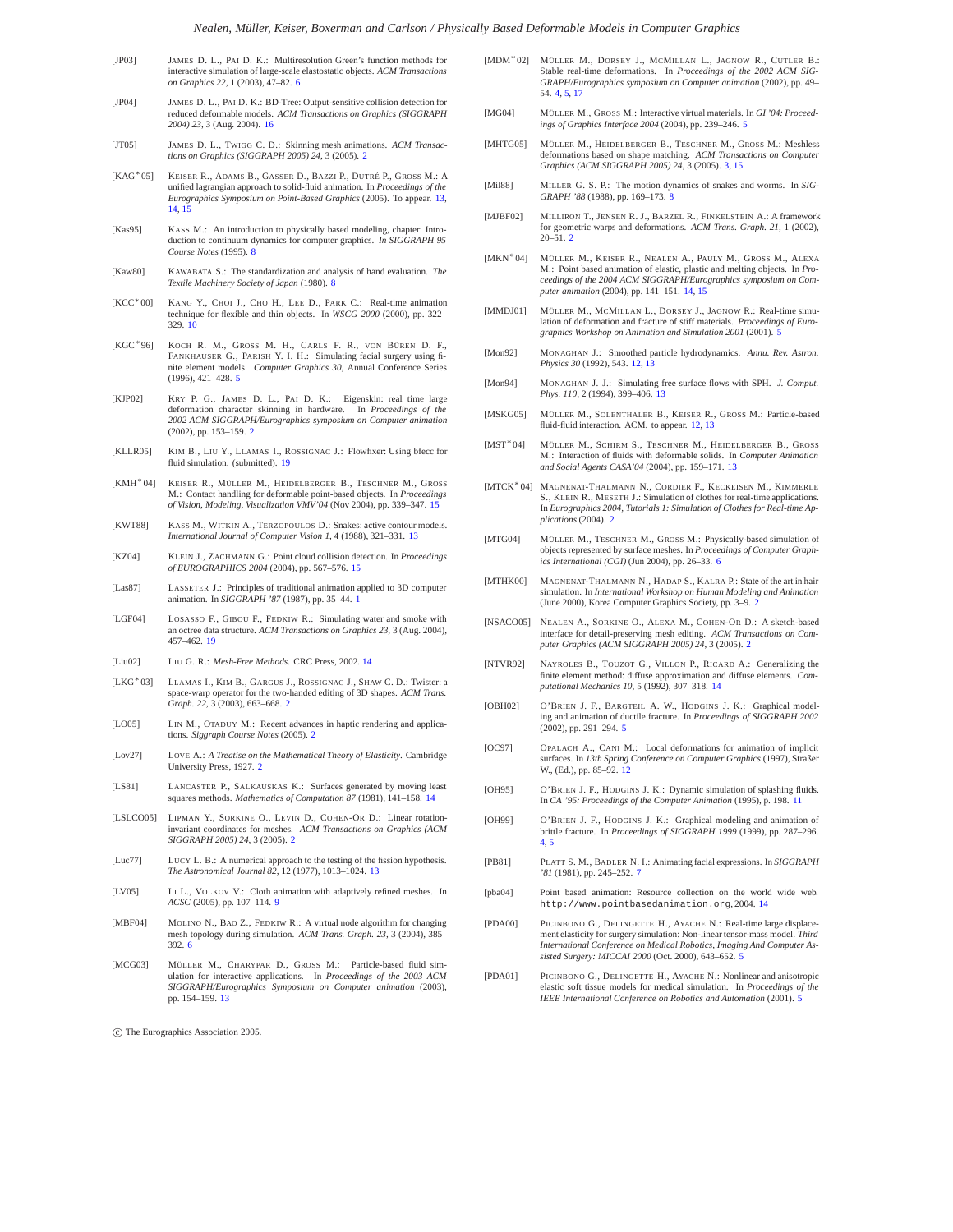[JP03] James D. L., Pai D. K.: Multiresolution Green's function methods for interactive simulation of large-scale elastostatic objects. *ACM Transactions on Graphics 22*, 1 (2003), 47–82. 6

[JP04] James D. L., Pai D. K.: BD-Tree: Output-sensitive collision detection for reduced deformable models. *ACM Transactions on Graphics (SIGGRAPH 2004) 23*, 3 (Aug. 2004). 16

[JT05] James D. L., Twigg C. D.: Skinning mesh animations. *ACM Transactions on Graphics (SIGGRAPH 2005) 24*, 3 (2005). 2

[KAG*05] Keiser R., Adams B., Gasser D., Bazzi P., Dutré P., Gross M.: A unified lagrangian approach to solid-fluid animation. In *Proceedings of the Eurographics Symposium on Point-Based Graphics* (2005). To appear. 13, 14, 15

[Kas95] Kass M.: An introduction to physically based modeling, chapter: Introduction to continuum dynamics for computer graphics. *In SIGGRAPH 95 Course Notes* (1995). 8

[Kaw80] Kawabata S.: The standardization and analysis of hand evaluation. *The Textile Machinery Society of Japan* (1980). 8

[KCC*00] Kang Y., Choi J., Cho H., Lee D., Park C.: Real-time animation technique for flexible and thin objects. In *WSCG 2000* (2000), pp. 322–329. 10

[KGC*96] Koch R. M., Gross M. H., Carls F. R., von Büren D. F., Fankhauser G., Parish Y. I. H.: Simulating facial surgery using finite element models. *Computer Graphics 30*, Annual Conference Series (1996), 421–428. 5

[KJP02] Kry P. G., James D. L., Pai D. K.: Eigenskin: real time large deformation character skinning in hardware. In *Proceedings of the 2002 ACM SIGGRAPH/Eurographics symposium on Computer animation* (2002), pp. 153–159. 2

[KLLR05] Kim B., Liu Y., Llamas I., Rossignac J.: Flowfixer: Using bfecc for fluid simulation. (submitted). 19

[KMH*04] Keiser R., Müller M., Heidelberger B., Teschner M., Gross M.: Contact handling for deformable point-based objects. In *Proceedings of Vision, Modeling, Visualization VMV'04* (Nov 2004), pp. 339–347. 15

[KWT88] Kass M., Witkin A., Terzopoulos D.: Snakes: active contour models. *International Journal of Computer Vision 1*, 4 (1988), 321–331. 13

[KZ04] Klein J., Zachmann G.: Point cloud collision detection. In *Proceedings of EUROGRAPHICS 2004* (2004), pp. 567–576. 15

[Las87] Lasseter J.: Principles of traditional animation applied to 3D computer animation. In *SIGGRAPH '87* (1987), pp. 35–44. 1

[LGF04] Losasso F., Gibou F., Fedkiw R.: Simulating water and smoke with an octree data structure. *ACM Transactions on Graphics 23*, 3 (Aug. 2004), 457–462. 19

[Liu02] Liu G. R.: *Mesh-Free Methods*. CRC Press, 2002. 14

[LKG*03] Llamas I., Kim B., Gargus J., Rossignac J., Shaw C. D.: Twister: a space-warp operator for the two-handed editing of 3D shapes. *ACM Trans. Graph. 22*, 3 (2003), 663–668. 2

[LO05] Lin M., Otaduy M.: Recent advances in haptic rendering and applications. *Siggraph Course Notes* (2005). 2

[Lov27] Love A.: *A Treatise on the Mathematical Theory of Elasticity*. Cambridge University Press, 1927. 2

[LS81] Lancaster P., Salkauskas K.: Surfaces generated by moving least squares methods. *Mathematics of Computation 87* (1981), 141–158. 14

[LSLCO05] Lipman Y., Sorkine O., Levin D., Cohen-Or D.: Linear rotation-invariant coordinates for meshes. *ACM Transactions on Graphics (ACM SIGGRAPH 2005) 24*, 3 (2005). 2

[Luc77] Lucy L. B.: A numerical approach to the testing of the fission hypothesis. *The Astronomical Journal 82*, 12 (1977), 1013–1024. 13

[LV05] Li L., Volkov V.: Cloth animation with adaptively refined meshes. In *ACSC* (2005), pp. 107–114. 9

[MBF04] Molino N., Bao Z., Fedkiw R.: A virtual node algorithm for changing mesh topology during simulation. *ACM Trans. Graph. 23*, 3 (2004), 385–392. 6

[MCG03] Müller M., Charypar D., Gross M.: Particle-based fluid simulation for interactive applications. In *Proceedings of the 2003 ACM SIGGRAPH/Eurographics Symposium on Computer animation* (2003), pp. 154–159. 13

[MDM*02] Müller M., Dorsey J., McMillan L., Jagnow R., Cutler B.: Stable real-time deformations. In *Proceedings of the 2002 ACM SIGGRAPH/Eurographics symposium on Computer animation* (2002), pp. 49–54. 4, 5, 17

[MG04] Müller M., Gross M.: Interactive virtual materials. In *GI '04: Proceedings of Graphics Interface 2004* (2004), pp. 239–246. 5

[MHTG05] Müller M., Heidelberger B., Teschner M., Gross M.: Meshless deformations based on shape matching. *ACM Transactions on Computer Graphics (ACM SIGGRAPH 2005) 24*, 3 (2005). 3, 15

[Mil88] Miller G. S. P.: The motion dynamics of snakes and worms. In *SIGGRAPH '88* (1988), pp. 169–173. 8

[MJBF02] Milliron T., Jensen R. J., Barzel R., Finkelstein A.: A framework for geometric warps and deformations. *ACM Trans. Graph. 21*, 1 (2002), 20–51. 2

[MKN*04] Müller M., Keiser R., Nealen A., Pauly M., Gross M., Alexa M.: Point based animation of elastic, plastic and melting objects. In *Proceedings of the 2004 ACM SIGGRAPH/Eurographics symposium on Computer animation* (2004), pp. 141–151. 14, 15

[MMDJ01] Müller M., McMillan L., Dorsey J., Jagnow R.: Real-time simulation of deformation and fracture of stiff materials. *Proceedings of Eurographics Workshop on Animation and Simulation 2001* (2001). 5

[Mon92] Monaghan J.: Smoothed particle hydrodynamics. *Annu. Rev. Astron. Physics 30* (1992), 543. 12, 13

[Mon94] Monaghan J. J.: Simulating free surface flows with SPH. *J. Comput. Phys. 110*, 2 (1994), 399–406. 13

[MSKG05] Müller M., Solenthaler B., Keiser R., Gross M.: Particle-based fluid-fluid interaction. ACM. to appear. 12, 13

[MST*04] Müller M., Schirm S., Teschner M., Heidelberger B., Gross M.: Interaction of fluids with deformable solids. In *Computer Animation and Social Agents CASA'04* (2004), pp. 159–171. 13

[MTCK*04] Magnenat-Thalmann N., Cordier F., Keckeisen M., Kimmerle S., Klein R., Meseth J.: Simulation of clothes for real-time applications. In *Eurographics 2004, Tutorials 1: Simulation of Clothes for Real-time Applications* (2004). 2

[MTG04] Müller M., Teschner M., Gross M.: Physically-based simulation of objects represented by surface meshes. In *Proceedings of Computer Graphics International (CGI)* (Jun 2004), pp. 26–33. 6

[MTHK00] Magnenat-Thalmann N., Hadap S., Kalra P.: State of the art in hair simulation. In *International Workshop on Human Modeling and Animation* (June 2000), Korea Computer Graphics Society, pp. 3–9. 2

[NSACO05] Nealen A., Sorkine O., Alexa M., Cohen-Or D.: A sketch-based interface for detail-preserving mesh editing. *ACM Transactions on Computer Graphics (ACM SIGGRAPH 2005) 24*, 3 (2005). 2

[NTVR92] Nayroles B., Touzot G., Villon P., Ricard A.: Generalizing the finite element method: diffuse approximation and diffuse elements. *Computational Mechanics 10*, 5 (1992), 307–318. 14

[OBH02] O'Brien J. F., Bargteil A. W., Hodgins J. K.: Graphical modeling and animation of ductile fracture. In *Proceedings of SIGGRAPH 2002* (2002), pp. 291–294. 5

[OC97] Opalach A., Cani M.: Local deformations for animation of implicit surfaces. In *13th Spring Conference on Computer Graphics* (1997), Straßer W., (Ed.), pp. 85–92. 12

[OH95] O'Brien J. F., Hodgins J. K.: Dynamic simulation of splashing fluids. In *CA '95: Proceedings of the Computer Animation* (1995), p. 198. 11

[OH99] O'Brien J. F., Hodgins J. K.: Graphical modeling and animation of brittle fracture. In *Proceedings of SIGGRAPH 1999* (1999), pp. 287–296. 4, 5

[PB81] Platt S. M., Badler N. I.: Animating facial expressions. In *SIGGRAPH '81* (1981), pp. 245–252. 7

[pba04] Point based animation: Resource collection on the world wide web. `http://www.pointbasedanimation.org`, 2004. 14

[PDA00] Picinbono G., Delingette H., Ayache N.: Real-time large displacement elasticity for surgery simulation: Non-linear tensor-mass model. *Third International Conference on Medical Robotics, Imaging And Computer Assisted Surgery: MICCAI 2000* (Oct. 2000), 643–652. 5

[PDA01] Picinbono G., Delingette H., Ayache N.: Nonlinear and anisotropic elastic soft tissue models for medical simulation. In *Proceedings of the IEEE International Conference on Robotics and Automation* (2001). 5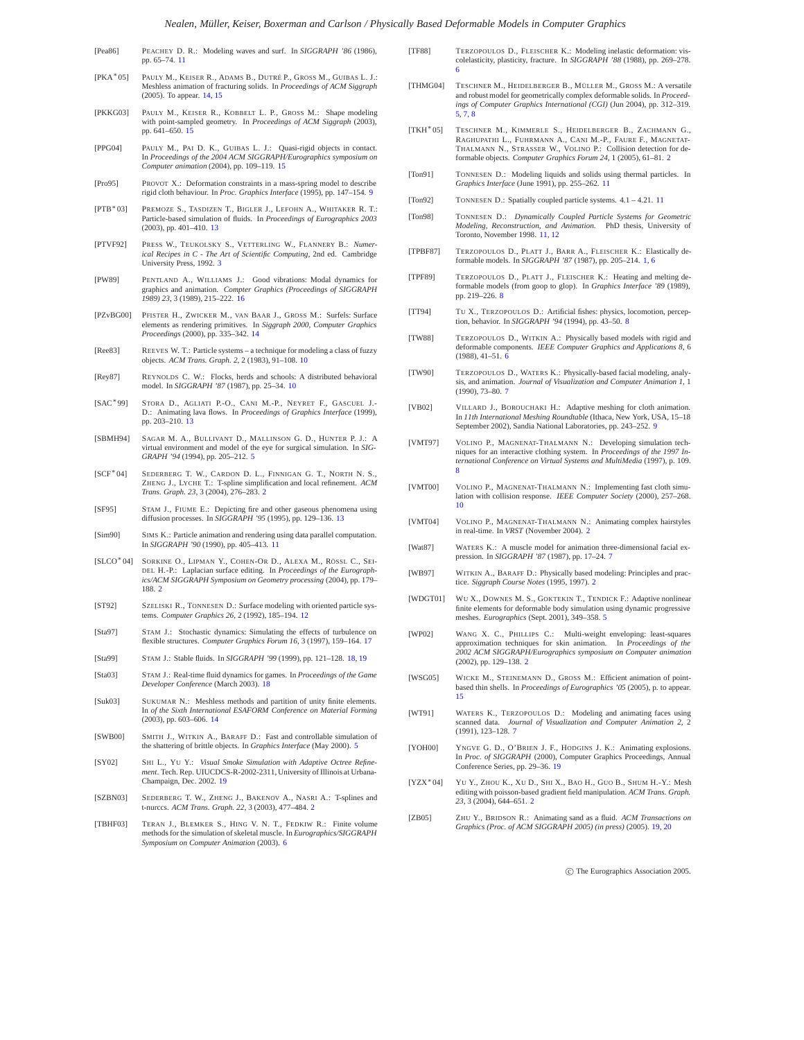[Pea86] Peachey D. R.: Modeling waves and surf. In *SIGGRAPH '86* (1986), pp. 65–74. 11

[PKA*05] Pauly M., Keiser R., Adams B., Dutré P., Gross M., Guibas L. J.: Meshless animation of fracturing solids. In *Proceedings of ACM Siggraph* (2005). To appear. 14, 15

[PKKG03] Pauly M., Keiser R., Kobbelt L. P., Gross M.: Shape modeling with point-sampled geometry. In *Proceedings of ACM Siggraph* (2003), pp. 641–650. 15

[PPG04] Pauly M., Pai D. K., Guibas L. J.: Quasi-rigid objects in contact. In *Proceedings of the 2004 ACM SIGGRAPH/Eurographics symposium on Computer animation* (2004), pp. 109–119. 15

[Pro95] Provot X.: Deformation constraints in a mass-spring model to describe rigid cloth behaviour. In *Proc. Graphics Interface* (1995), pp. 147–154. 9

[PTB*03] Premoze S., Tasdizen T., Bigler J., Lefohn A., Whitaker R. T.: Particle-based simulation of fluids. In *Proceedings of Eurographics 2003* (2003), pp. 401–410. 13

[PTVF92] Press W., Teukolsky S., Vetterling W., Flannery B.: *Numerical Recipes in C - The Art of Scientific Computing*, 2nd ed. Cambridge University Press, 1992. 3

[PW89] Pentland A., Williams J.: Good vibrations: Modal dynamics for graphics and animation. *Compter Graphics (Proceedings of SIGGRAPH 1989) 23*, 3 (1989), 215–222. 16

[PZvBG00] Pfister H., Zwicker M., van Baar J., Gross M.: Surfels: Surface elements as rendering primitives. In *Siggraph 2000, Computer Graphics Proceedings* (2000), pp. 335–342. 14

[Ree83] Reeves W. T.: Particle systems – a technique for modeling a class of fuzzy objects. *ACM Trans. Graph. 2*, 2 (1983), 91–108. 10

[Rey87] Reynolds C. W.: Flocks, herds and schools: A distributed behavioral model. In *SIGGRAPH '87* (1987), pp. 25–34. 10

[SAC*99] Stora D., Agliati P.-O., Cani M.-P., Neyret F., Gascuel J.-D.: Animating lava flows. In *Proceedings of Graphics Interface* (1999), pp. 203–210. 13

[SBMH94] Sagar M. A., Bullivant D., Mallinson G. D., Hunter P. J.: A virtual environment and model of the eye for surgical simulation. In *SIGGRAPH '94* (1994), pp. 205–212. 5

[SCF*04] Sederberg T. W., Cardon D. L., Finnigan G. T., North N. S., Zheng J., Lyche T.: T-spline simplification and local refinement. *ACM Trans. Graph. 23*, 3 (2004), 276–283. 2

[SF95] Stam J., Fiume E.: Depicting fire and other gaseous phenomena using diffusion processes. In *SIGGRAPH '95* (1995), pp. 129–136. 13

[Sim90] Sims K.: Particle animation and rendering using data parallel computation. In *SIGGRAPH '90* (1990), pp. 405–413. 11

[SLCO*04] Sorkine O., Lipman Y., Cohen-Or D., Alexa M., Rössl C., Seidel H.-P.: Laplacian surface editing. In *Proceedings of the Eurographics/ACM SIGGRAPH Symposium on Geometry processing* (2004), pp. 179–188. 2

[ST92] Szeliski R., Tonnesen D.: Surface modeling with oriented particle systems. *Computer Graphics 26*, 2 (1992), 185–194. 12

[Sta97] Stam J.: Stochastic dynamics: Simulating the effects of turbulence on flexible structures. *Computer Graphics Forum 16*, 3 (1997), 159–164. 17

[Sta99] Stam J.: Stable fluids. In *SIGGRAPH '99* (1999), pp. 121–128. 18, 19

[Sta03] Stam J.: Real-time fluid dynamics for games. In *Proceedings of the Game Developer Conference* (March 2003). 18

[Suk03] Sukumar N.: Meshless methods and partition of unity finite elements. In *of the Sixth International ESAFORM Conference on Material Forming* (2003), pp. 603–606. 14

[SWB00] Smith J., Witkin A., Baraff D.: Fast and controllable simulation of the shattering of brittle objects. In *Graphics Interface* (May 2000). 5

[SY02] Shi L., Yu Y.: *Visual Smoke Simulation with Adaptive Octree Refinement*. Tech. Rep. UIUCDCS-R-2002-2311, University of Illinois at Urbana-Champaign, Dec. 2002. 19

[SZBN03] Sederberg T. W., Zheng J., Bakenov A., Nasri A.: T-splines and t-nurccs. *ACM Trans. Graph. 22*, 3 (2003), 477–484. 2

[TBHF03] Teran J., Blemker S., Hing V. N. T., Fedkiw R.: Finite volume methods for the simulation of skeletal muscle. In *Eurographics/SIGGRAPH Symposium on Computer Animation* (2003). 6

[TF88] Terzopoulos D., Fleischer K.: Modeling inelastic deformation: viscolelasticity, plasticity, fracture. In *SIGGRAPH '88* (1988), pp. 269–278. 6

[THMG04] Teschner M., Heidelberger B., Müller M., Gross M.: A versatile and robust model for geometrically complex deformable solids. In *Proceedings of Computer Graphics International (CGI)* (Jun 2004), pp. 312–319. 5, 7, 8

[TKH*05] Teschner M., Kimmerle S., Heidelberger B., Zachmann G., Raghupathi L., Fuhrmann A., Cani M.-P., Faure F., Magnetat-Thalmann N., Strasser W., Volino P.: Collision detection for deformable objects. *Computer Graphics Forum 24*, 1 (2005), 61–81. 2

[Ton91] Tonnesen D.: Modeling liquids and solids using thermal particles. In *Graphics Interface* (June 1991), pp. 255–262. 11

[Ton92] Tonnesen D.: Spatially coupled particle systems. 4.1 – 4.21. 11

[Ton98] Tonnesen D.: *Dynamically Coupled Particle Systems for Geometric Modeling, Reconstruction, and Animation*. PhD thesis, University of Toronto, November 1998. 11, 12

[TPBF87] Terzopoulos D., Platt J., Barr A., Fleischer K.: Elastically deformable models. In *SIGGRAPH '87* (1987), pp. 205–214. 1, 6

[TPF89] Terzopoulos D., Platt J., Fleischer K.: Heating and melting deformable models (from goop to glop). In *Graphics Interface '89* (1989), pp. 219–226. 8

[TT94] Tu X., Terzopoulos D.: Artificial fishes: physics, locomotion, perception, behavior. In *SIGGRAPH '94* (1994), pp. 43–50. 8

[TW88] Terzopoulos D., Witkin A.: Physically based models with rigid and deformable components. *IEEE Computer Graphics and Applications 8*, 6 (1988), 41–51. 6

[TW90] Terzopoulos D., Waters K.: Physically-based facial modeling, analysis, and animation. *Journal of Visualization and Computer Animation 1*, 1 (1990), 73–80. 7

[VB02] Villard J., Borouchaki H.: Adaptive meshing for cloth animation. In *11th International Meshing Roundtable* (Ithaca, New York, USA, 15–18 September 2002), Sandia National Laboratories, pp. 243–252. 9

[VMT97] Volino P., Magnenat-Thalmann N.: Developing simulation techniques for an interactive clothing system. In *Proceedings of the 1997 International Conference on Virtual Systems and MultiMedia* (1997), p. 109. 8

[VMT00] Volino P., Magnenat-Thalmann N.: Implementing fast cloth simulation with collision response. *IEEE Computer Society* (2000), 257–268. 10

[VMT04] Volino P., Magnenat-Thalmann N.: Animating complex hairstyles in real-time. In *VRST* (November 2004). 2

[Wat87] Waters K.: A muscle model for animation three-dimensional facial expression. In *SIGGRAPH '87* (1987), pp. 17–24. 7

[WB97] Witkin A., Baraff D.: Physically based modeling: Principles and practice. *Siggraph Course Notes* (1995, 1997). 2

[WDGT01] Wu X., Downes M. S., Goktekin T., Tendick F.: Adaptive nonlinear finite elements for deformable body simulation using dynamic progressive meshes. *Eurographics* (Sept. 2001), 349–358. 5

[WP02] Wang X. C., Phillips C.: Multi-weight enveloping: least-squares approximation techniques for skin animation. In *Proceedings of the 2002 ACM SIGGRAPH/Eurographics symposium on Computer animation* (2002), pp. 129–138. 2

[WSG05] Wicke M., Steinemann D., Gross M.: Efficient animation of point-based thin shells. In *Proceedings of Eurographics '05* (2005), p. to appear. 15

[WT91] Waters K., Terzopoulos D.: Modeling and animating faces using scanned data. *Journal of Visualization and Computer Animation 2*, 2 (1991), 123–128. 7

[YOH00] Yngve G. D., O'Brien J. F., Hodgins J. K.: Animating explosions. In *Proc. of SIGGRAPH* (2000), Computer Graphics Proceedings, Annual Conference Series, pp. 29–36. 19

[YZX*04] Yu Y., Zhou K., Xu D., Shi X., Bao H., Guo B., Shum H.-Y.: Mesh editing with poisson-based gradient field manipulation. *ACM Trans. Graph. 23*, 3 (2004), 644–651. 2

[ZB05] Zhu Y., Bridson R.: Animating sand as a fluid. *ACM Transactions on Graphics (Proc. of ACM SIGGRAPH 2005) (in press)* (2005). 19, 20